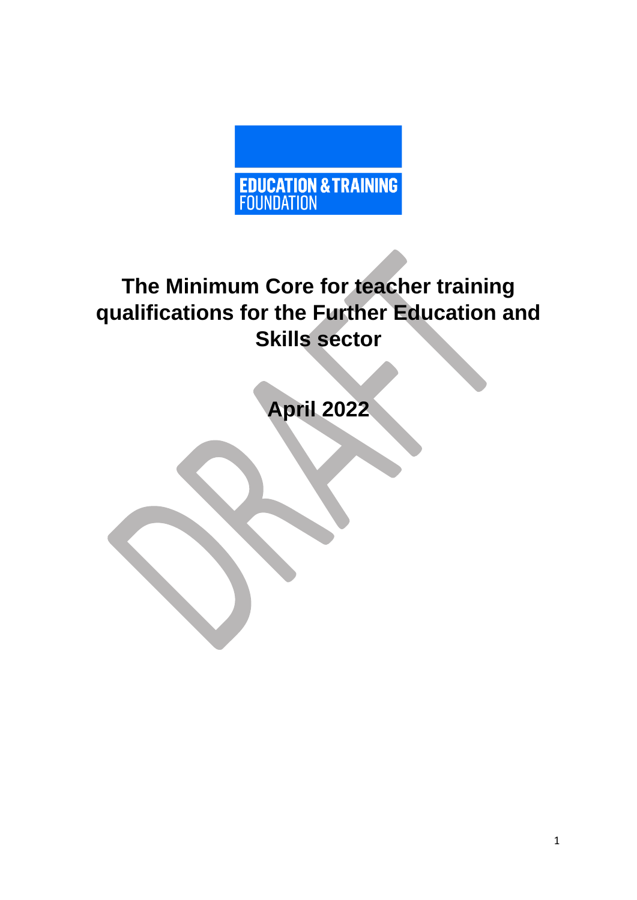EDUCATION & TRAINING FOUNDATION

# The Minimum Core for teacher training qualifications for the Further Education and Skills sector

## April 2022

DRAFT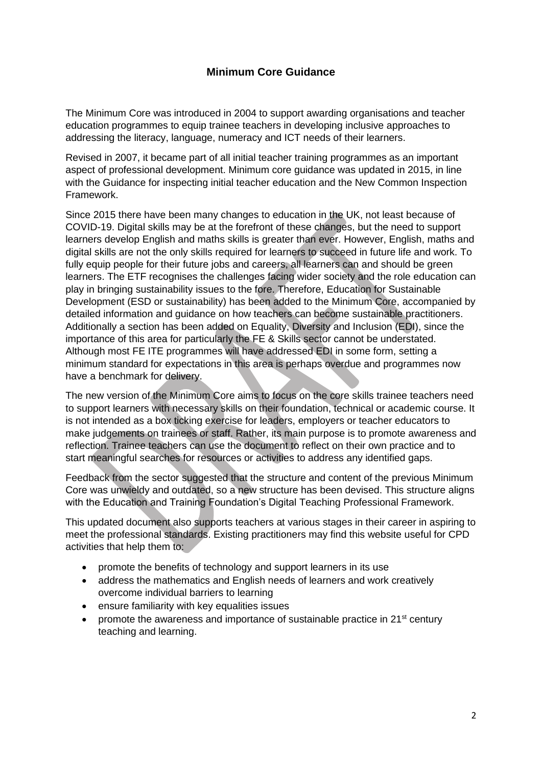## Minimum Core Guidance

The Minimum Core was introduced in 2004 to support awarding organisations and teacher education programmes to equip trainee teachers in developing inclusive approaches to addressing the literacy, language, numeracy and ICT needs of their learners.

Revised in 2007, it became part of all initial teacher training programmes as an important aspect of professional development. Minimum core guidance was updated in 2015, in line with the Guidance for inspecting initial teacher education and the New Common Inspection Framework.

Since 2015 there have been many changes to education in the UK, not least because of COVID-19. Digital skills may be at the forefront of these changes, but the need to support learners develop English and maths skills is greater than ever. However, English, maths and digital skills are not the only skills required for learners to succeed in future life and work. To fully equip people for their future jobs and careers, all learners can and should be green learners. The ETF recognises the challenges facing wider society and the role education can play in bringing sustainability issues to the fore. Therefore, Education for Sustainable Development (ESD or sustainability) has been added to the Minimum Core, accompanied by detailed information and guidance on how teachers can become sustainable practitioners. Additionally a section has been added on Equality, Diversity and Inclusion (EDI), since the importance of this area for particularly the FE & Skills sector cannot be understated. Although most FE ITE programmes will have addressed EDI in some form, setting a minimum standard for expectations in this area is perhaps overdue and programmes now have a benchmark for delivery.

The new version of the Minimum Core aims to focus on the core skills trainee teachers need to support learners with necessary skills on their foundation, technical or academic course. It is not intended as a box ticking exercise for leaders, employers or teacher educators to make judgements on trainees or staff. Rather, its main purpose is to promote awareness and reflection. Trainee teachers can use the document to reflect on their own practice and to start meaningful searches for resources or activities to address any identified gaps.

Feedback from the sector suggested that the structure and content of the previous Minimum Core was unwieldy and outdated, so a new structure has been devised. This structure aligns with the Education and Training Foundation's Digital Teaching Professional Framework.

This updated document also supports teachers at various stages in their career in aspiring to meet the professional standards. Existing practitioners may find this website useful for CPD activities that help them to:

- promote the benefits of technology and support learners in its use
- address the mathematics and English needs of learners and work creatively overcome individual barriers to learning
- ensure familiarity with key equalities issues
- promote the awareness and importance of sustainable practice in 21st century teaching and learning.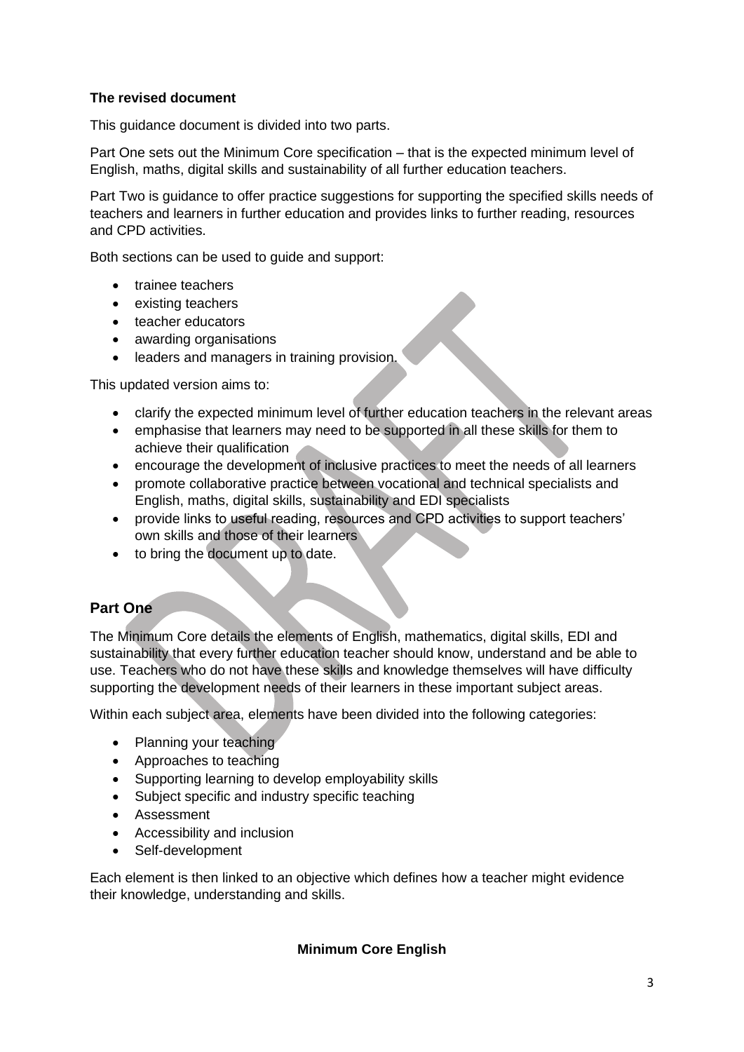### The revised document

This guidance document is divided into two parts.

Part One sets out the Minimum Core specification – that is the expected minimum level of English, maths, digital skills and sustainability of all further education teachers.

Part Two is guidance to offer practice suggestions for supporting the specified skills needs of teachers and learners in further education and provides links to further reading, resources and CPD activities.

Both sections can be used to guide and support:

- trainee teachers
- existing teachers
- teacher educators
- awarding organisations
- leaders and managers in training provision.

This updated version aims to:

- clarify the expected minimum level of further education teachers in the relevant areas
- emphasise that learners may need to be supported in all these skills for them to achieve their qualification
- encourage the development of inclusive practices to meet the needs of all learners
- promote collaborative practice between vocational and technical specialists and English, maths, digital skills, sustainability and EDI specialists
- provide links to useful reading, resources and CPD activities to support teachers' own skills and those of their learners
- to bring the document up to date.

## Part One

The Minimum Core details the elements of English, mathematics, digital skills, EDI and sustainability that every further education teacher should know, understand and be able to use. Teachers who do not have these skills and knowledge themselves will have difficulty supporting the development needs of their learners in these important subject areas.

Within each subject area, elements have been divided into the following categories:

- Planning your teaching
- Approaches to teaching
- Supporting learning to develop employability skills
- Subject specific and industry specific teaching
- Assessment
- Accessibility and inclusion
- Self-development

Each element is then linked to an objective which defines how a teacher might evidence their knowledge, understanding and skills.

### Minimum Core English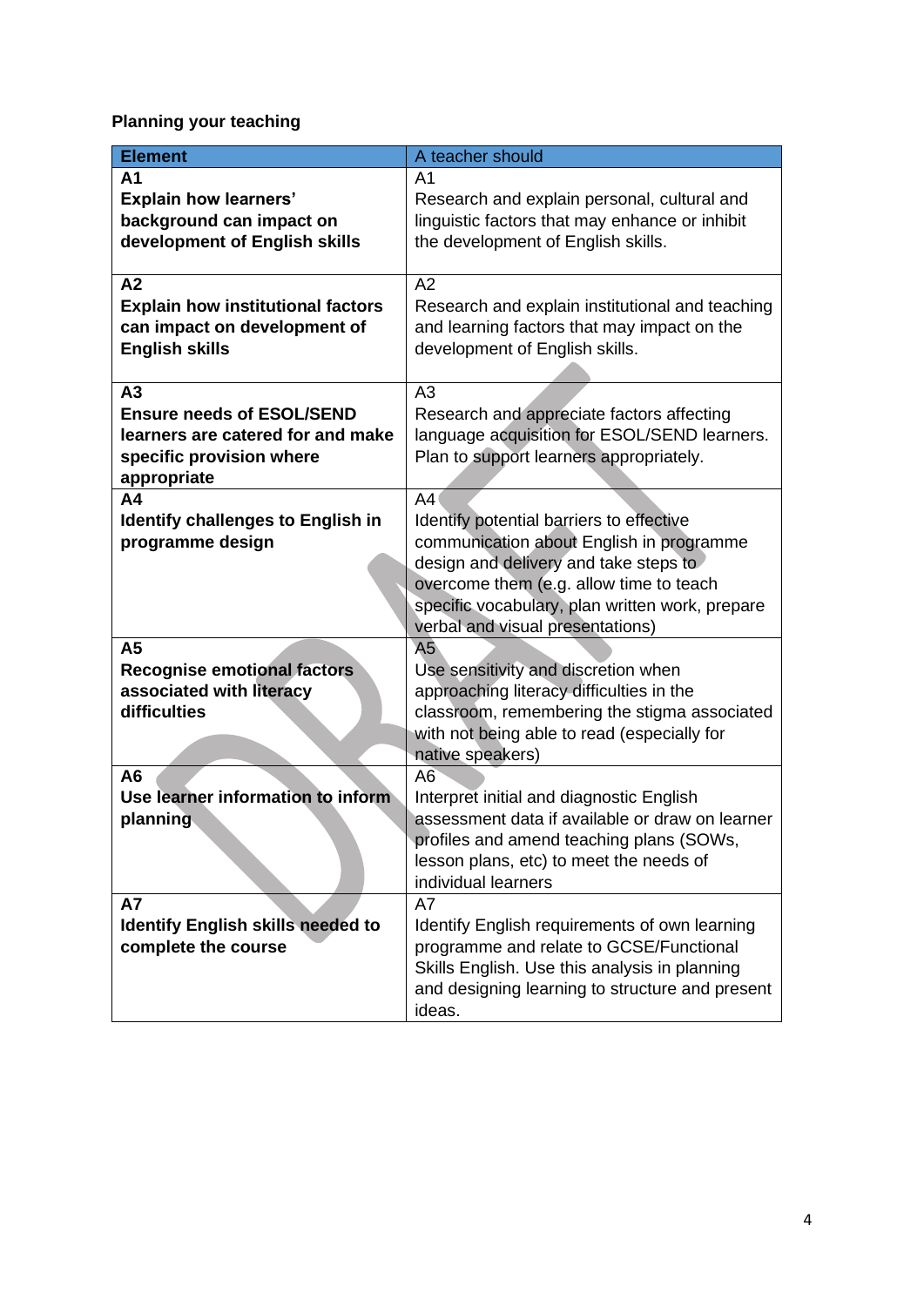**Planning your teaching**

| **Element** | A teacher should |
|---|---|
| **A1** **Explain how learners' background can impact on development of English skills** | A1 Research and explain personal, cultural and linguistic factors that may enhance or inhibit the development of English skills. |
| **A2** **Explain how institutional factors can impact on development of English skills** | A2 Research and explain institutional and teaching and learning factors that may impact on the development of English skills. |
| **A3** **Ensure needs of ESOL/SEND learners are catered for and make specific provision where appropriate** | A3 Research and appreciate factors affecting language acquisition for ESOL/SEND learners. Plan to support learners appropriately. |
| **A4** **Identify challenges to English in programme design** | A4 Identify potential barriers to effective communication about English in programme design and delivery and take steps to overcome them (e.g. allow time to teach specific vocabulary, plan written work, prepare verbal and visual presentations) |
| **A5** **Recognise emotional factors associated with literacy difficulties** | A5 Use sensitivity and discretion when approaching literacy difficulties in the classroom, remembering the stigma associated with not being able to read (especially for native speakers) |
| **A6** **Use learner information to inform planning** | A6 Interpret initial and diagnostic English assessment data if available or draw on learner profiles and amend teaching plans (SOWs, lesson plans, etc) to meet the needs of individual learners |
| **A7** **Identify English skills needed to complete the course** | A7 Identify English requirements of own learning programme and relate to GCSE/Functional Skills English. Use this analysis in planning and designing learning to structure and present ideas. |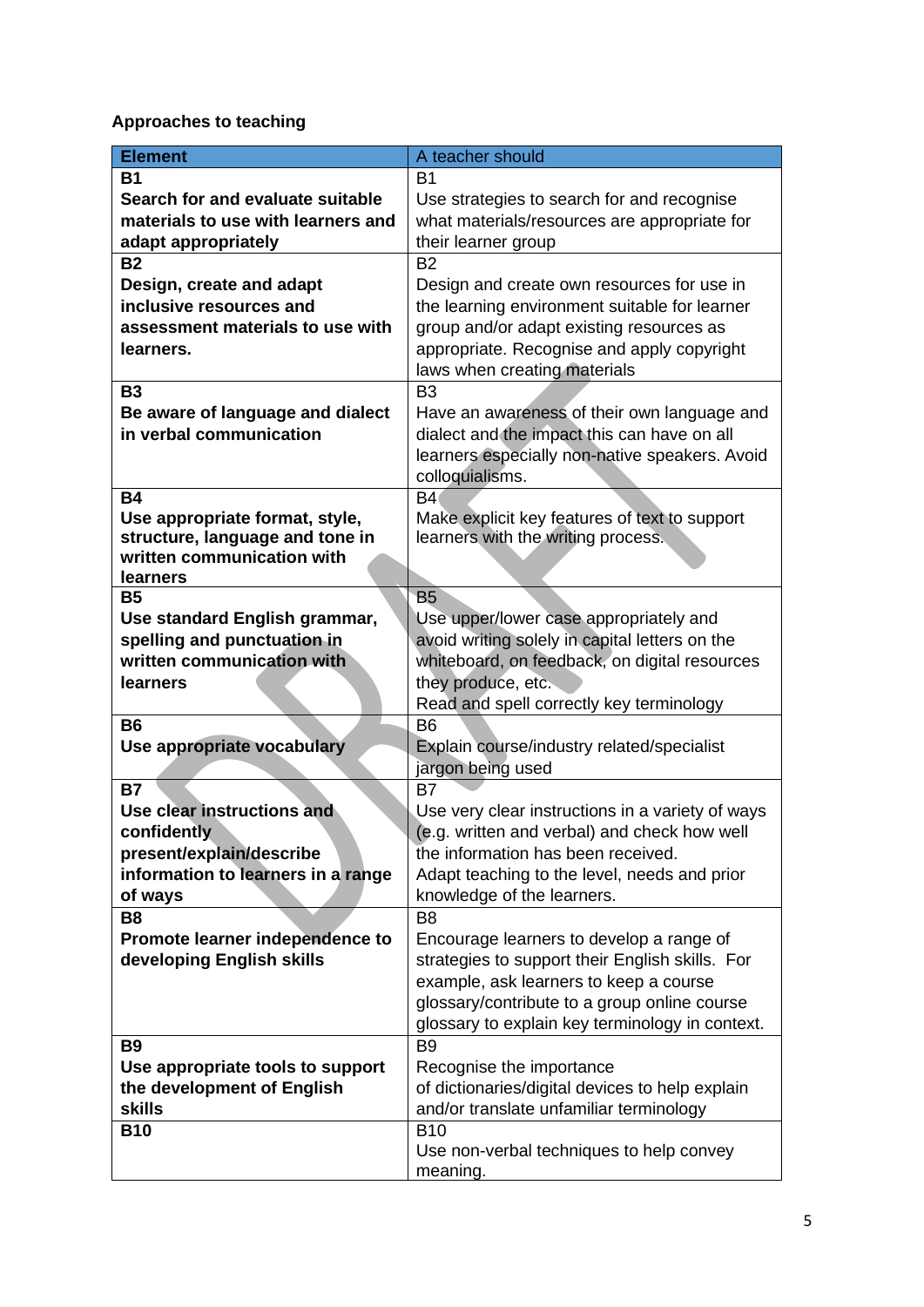**Approaches to teaching**

| **Element** | A teacher should |
|---|---|
| **B1**<br>**Search for and evaluate suitable materials to use with learners and adapt appropriately** | B1<br>Use strategies to search for and recognise what materials/resources are appropriate for their learner group |
| **B2**<br>**Design, create and adapt inclusive resources and assessment materials to use with learners.** | B2<br>Design and create own resources for use in the learning environment suitable for learner group and/or adapt existing resources as appropriate. Recognise and apply copyright laws when creating materials |
| **B3**<br>**Be aware of language and dialect in verbal communication** | B3<br>Have an awareness of their own language and dialect and the impact this can have on all learners especially non-native speakers. Avoid colloquialisms. |
| **B4**<br>**Use appropriate format, style, structure, language and tone in written communication with learners** | B4<br>Make explicit key features of text to support learners with the writing process. |
| **B5**<br>**Use standard English grammar, spelling and punctuation in written communication with learners** | B5<br>Use upper/lower case appropriately and avoid writing solely in capital letters on the whiteboard, on feedback, on digital resources they produce, etc.<br>Read and spell correctly key terminology |
| **B6**<br>**Use appropriate vocabulary** | B6<br>Explain course/industry related/specialist jargon being used |
| **B7**<br>**Use clear instructions and confidently present/explain/describe information to learners in a range of ways** | B7<br>Use very clear instructions in a variety of ways (e.g. written and verbal) and check how well the information has been received.<br>Adapt teaching to the level, needs and prior knowledge of the learners. |
| **B8**<br>**Promote learner independence to developing English skills** | B8<br>Encourage learners to develop a range of strategies to support their English skills. For example, ask learners to keep a course glossary/contribute to a group online course glossary to explain key terminology in context. |
| **B9**<br>**Use appropriate tools to support the development of English skills** | B9<br>Recognise the importance of dictionaries/digital devices to help explain and/or translate unfamiliar terminology |
| **B10** | B10<br>Use non-verbal techniques to help convey meaning. |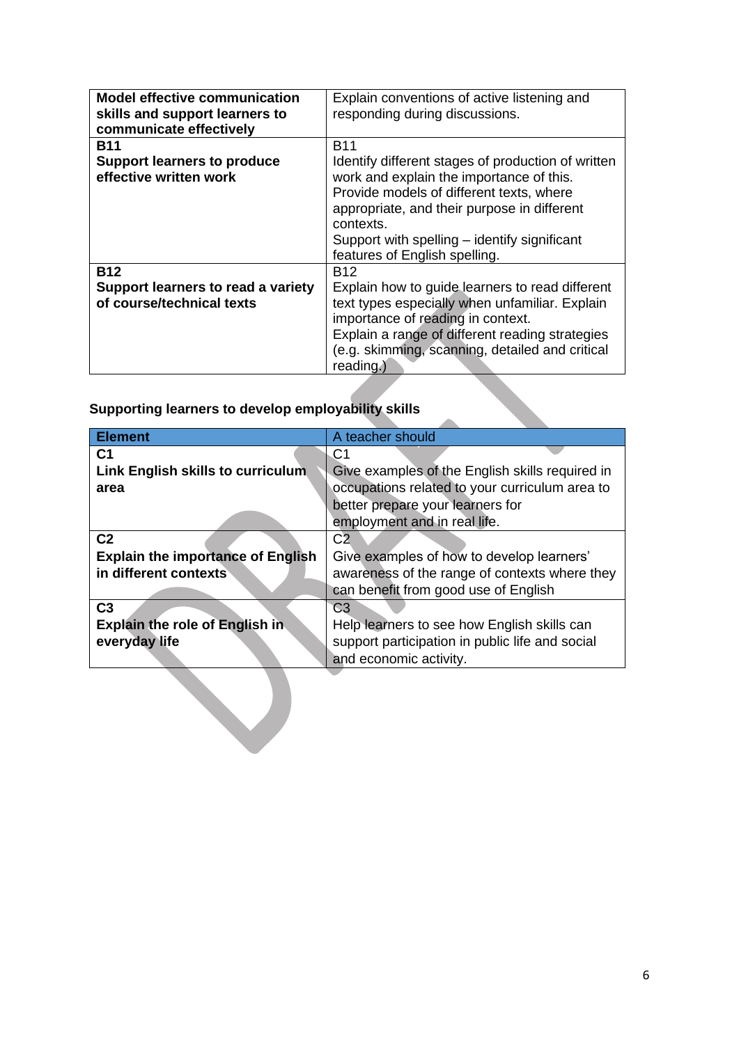| | |
|---|---|
| **Model effective communication skills and support learners to communicate effectively** | Explain conventions of active listening and responding during discussions. |
| **B11**<br>**Support learners to produce effective written work** | B11<br>Identify different stages of production of written work and explain the importance of this.<br>Provide models of different texts, where appropriate, and their purpose in different contexts.<br>Support with spelling – identify significant features of English spelling. |
| **B12**<br>**Support learners to read a variety of course/technical texts** | B12<br>Explain how to guide learners to read different text types especially when unfamiliar. Explain importance of reading in context.<br>Explain a range of different reading strategies (e.g. skimming, scanning, detailed and critical reading.) |

### Supporting learners to develop employability skills

| **Element** | A teacher should |
|---|---|
| **C1**<br>**Link English skills to curriculum area** | C1<br>Give examples of the English skills required in occupations related to your curriculum area to better prepare your learners for employment and in real life. |
| **C2**<br>**Explain the importance of English in different contexts** | C2<br>Give examples of how to develop learners' awareness of the range of contexts where they can benefit from good use of English |
| **C3**<br>**Explain the role of English in everyday life** | C3<br>Help learners to see how English skills can support participation in public life and social and economic activity. |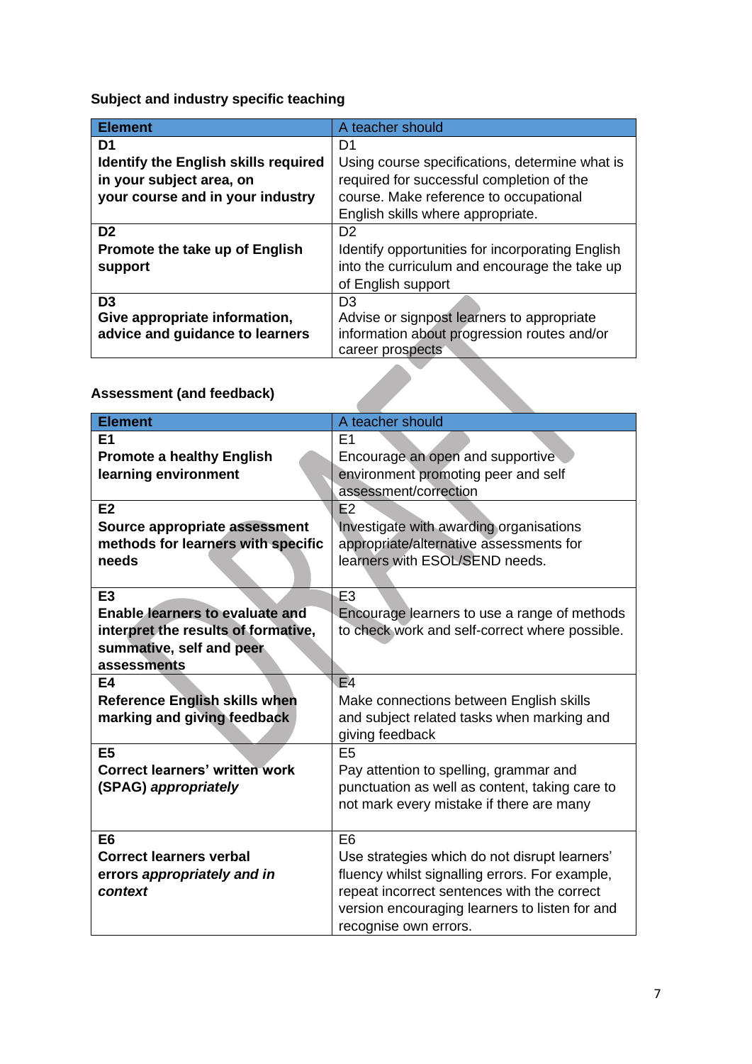**Subject and industry specific teaching**

| **Element** | A teacher should |
|---|---|
| **D1** **Identify the English skills required in your subject area, on your course and in your industry** | D1 Using course specifications, determine what is required for successful completion of the course. Make reference to occupational English skills where appropriate. |
| **D2** **Promote the take up of English support** | D2 Identify opportunities for incorporating English into the curriculum and encourage the take up of English support |
| **D3** **Give appropriate information, advice and guidance to learners** | D3 Advise or signpost learners to appropriate information about progression routes and/or career prospects |

**Assessment (and feedback)**

| **Element** | A teacher should |
|---|---|
| **E1** **Promote a healthy English learning environment** | E1 Encourage an open and supportive environment promoting peer and self assessment/correction |
| **E2** **Source appropriate assessment methods for learners with specific needs** | E2 Investigate with awarding organisations appropriate/alternative assessments for learners with ESOL/SEND needs. |
| **E3** **Enable learners to evaluate and interpret the results of formative, summative, self and peer assessments** | E3 Encourage learners to use a range of methods to check work and self-correct where possible. |
| **E4** **Reference English skills when marking and giving feedback** | E4 Make connections between English skills and subject related tasks when marking and giving feedback |
| **E5** **Correct learners' written work (SPAG)** ***appropriately*** | E5 Pay attention to spelling, grammar and punctuation as well as content, taking care to not mark every mistake if there are many |
| **E6** **Correct learners verbal errors** ***appropriately and in context*** | E6 Use strategies which do not disrupt learners' fluency whilst signalling errors. For example, repeat incorrect sentences with the correct version encouraging learners to listen for and recognise own errors. |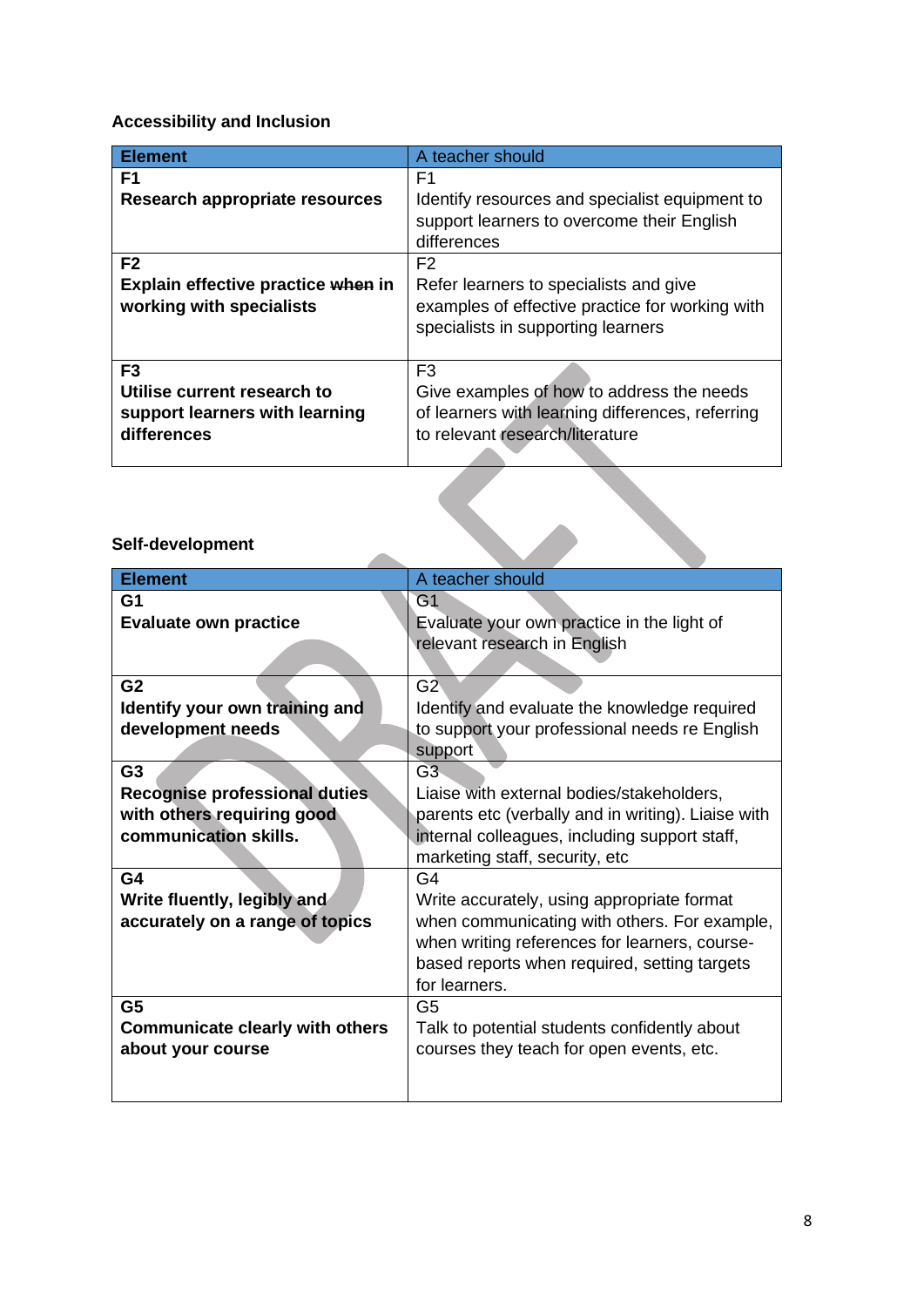**Accessibility and Inclusion**

| Element | A teacher should |
|---|---|
| F1<br>**Research appropriate resources** | F1<br>Identify resources and specialist equipment to support learners to overcome their English differences |
| F2<br>**Explain effective practice ~~when~~ in working with specialists** | F2<br>Refer learners to specialists and give examples of effective practice for working with specialists in supporting learners |
| F3<br>**Utilise current research to support learners with learning differences** | F3<br>Give examples of how to address the needs of learners with learning differences, referring to relevant research/literature |

**Self-development**

| Element | A teacher should |
|---|---|
| G1<br>**Evaluate own practice** | G1<br>Evaluate your own practice in the light of relevant research in English |
| G2<br>**Identify your own training and development needs** | G2<br>Identify and evaluate the knowledge required to support your professional needs re English support |
| G3<br>**Recognise professional duties with others requiring good communication skills.** | G3<br>Liaise with external bodies/stakeholders, parents etc (verbally and in writing). Liaise with internal colleagues, including support staff, marketing staff, security, etc |
| G4<br>**Write fluently, legibly and accurately on a range of topics** | G4<br>Write accurately, using appropriate format when communicating with others. For example, when writing references for learners, course-based reports when required, setting targets for learners. |
| G5<br>**Communicate clearly with others about your course** | G5<br>Talk to potential students confidently about courses they teach for open events, etc. |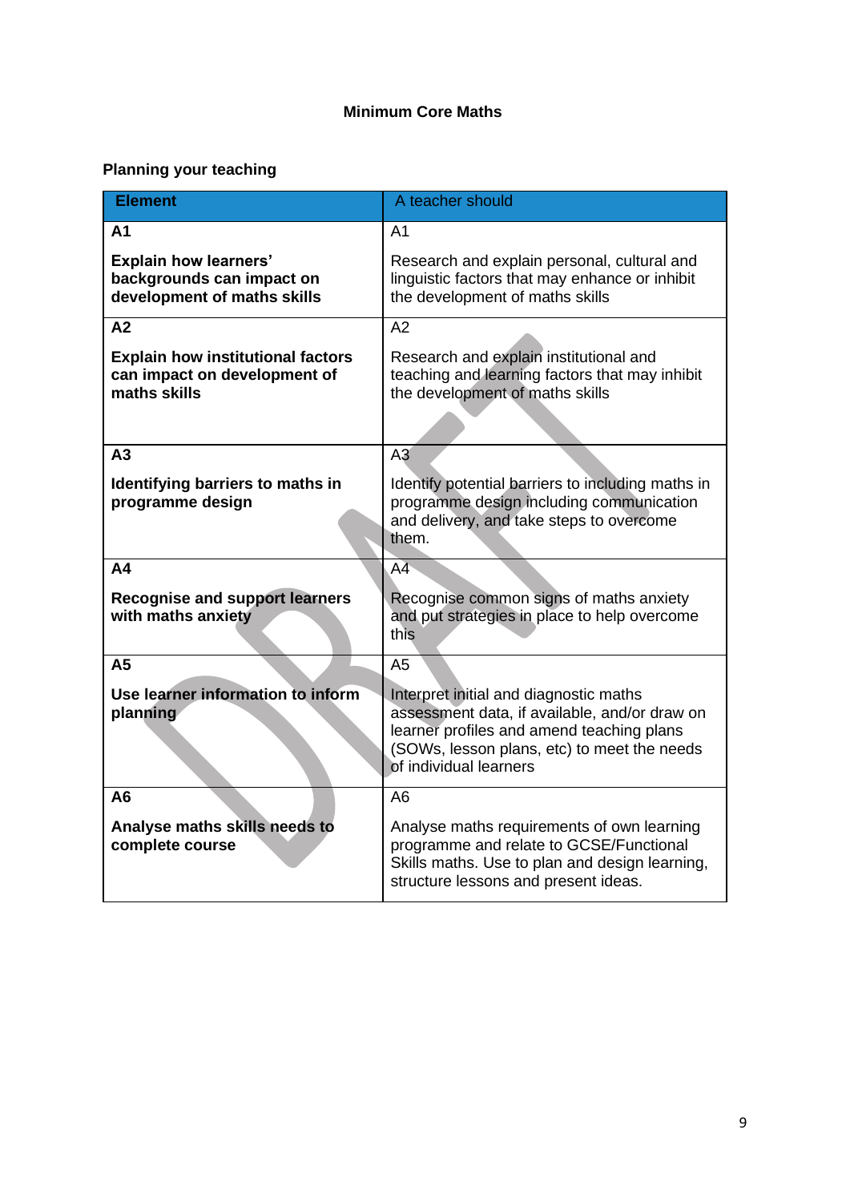**Minimum Core Maths**

**Planning your teaching**

| **Element** | A teacher should |
|---|---|
| **A1**<br><br>**Explain how learners' backgrounds can impact on development of maths skills** | A1<br><br>Research and explain personal, cultural and linguistic factors that may enhance or inhibit the development of maths skills |
| **A2**<br><br>**Explain how institutional factors can impact on development of maths skills** | A2<br><br>Research and explain institutional and teaching and learning factors that may inhibit the development of maths skills |
| **A3**<br><br>**Identifying barriers to maths in programme design** | A3<br><br>Identify potential barriers to including maths in programme design including communication and delivery, and take steps to overcome them. |
| **A4**<br><br>**Recognise and support learners with maths anxiety** | A4<br><br>Recognise common signs of maths anxiety and put strategies in place to help overcome this |
| **A5**<br><br>**Use learner information to inform planning** | A5<br><br>Interpret initial and diagnostic maths assessment data, if available, and/or draw on learner profiles and amend teaching plans (SOWs, lesson plans, etc) to meet the needs of individual learners |
| **A6**<br><br>**Analyse maths skills needs to complete course** | A6<br><br>Analyse maths requirements of own learning programme and relate to GCSE/Functional Skills maths. Use to plan and design learning, structure lessons and present ideas. |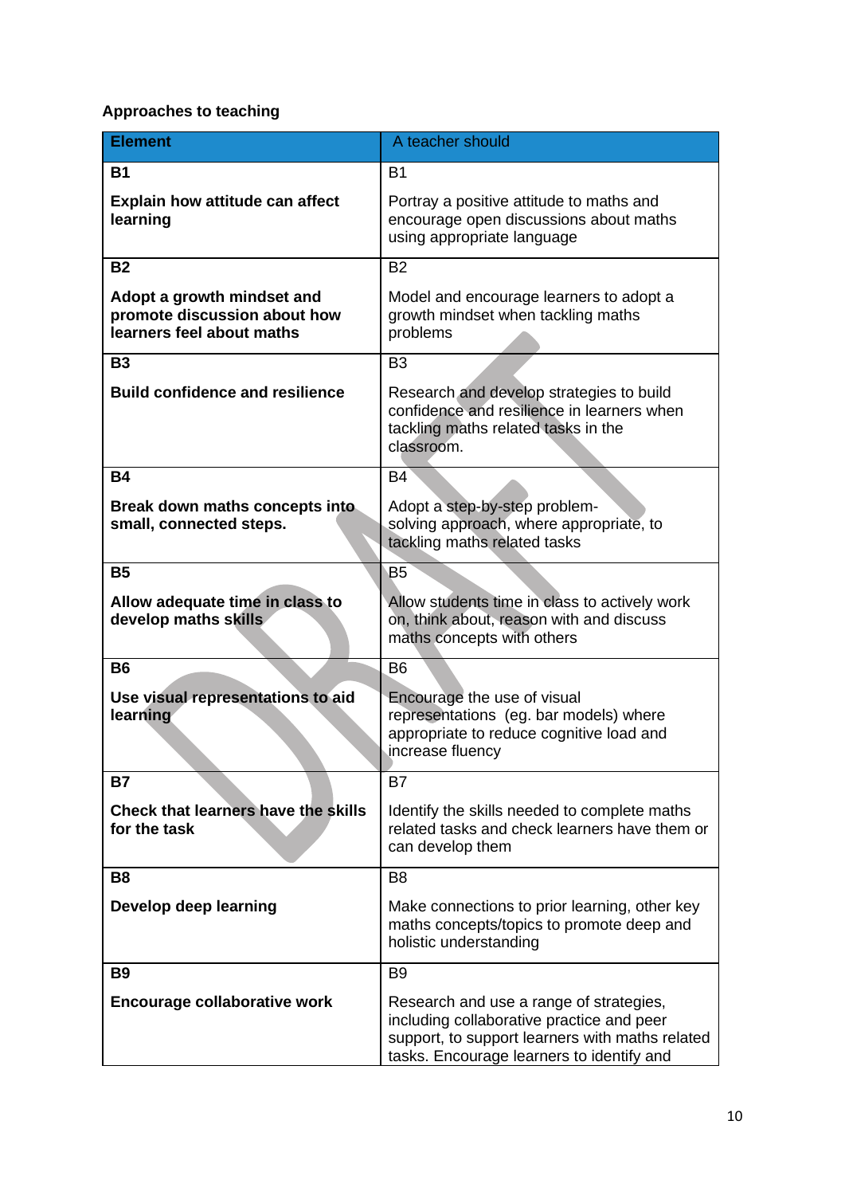**Approaches to teaching**

| Element | A teacher should |
| --- | --- |
| **B1**<br><br>**Explain how attitude can affect learning** | B1<br><br>Portray a positive attitude to maths and encourage open discussions about maths using appropriate language |
| **B2**<br><br>**Adopt a growth mindset and promote discussion about how learners feel about maths** | B2<br><br>Model and encourage learners to adopt a growth mindset when tackling maths problems |
| **B3**<br><br>**Build confidence and resilience** | B3<br><br>Research and develop strategies to build confidence and resilience in learners when tackling maths related tasks in the classroom. |
| **B4**<br><br>**Break down maths concepts into small, connected steps.** | B4<br><br>Adopt a step-by-step problem-solving approach, where appropriate, to tackling maths related tasks |
| **B5**<br><br>**Allow adequate time in class to develop maths skills** | B5<br><br>Allow students time in class to actively work on, think about, reason with and discuss maths concepts with others |
| **B6**<br><br>**Use visual representations to aid learning** | B6<br><br>Encourage the use of visual representations (eg. bar models) where appropriate to reduce cognitive load and increase fluency |
| **B7**<br><br>**Check that learners have the skills for the task** | B7<br><br>Identify the skills needed to complete maths related tasks and check learners have them or can develop them |
| **B8**<br><br>**Develop deep learning** | B8<br><br>Make connections to prior learning, other key maths concepts/topics to promote deep and holistic understanding |
| **B9**<br><br>**Encourage collaborative work** | B9<br><br>Research and use a range of strategies, including collaborative practice and peer support, to support learners with maths related tasks. Encourage learners to identify and |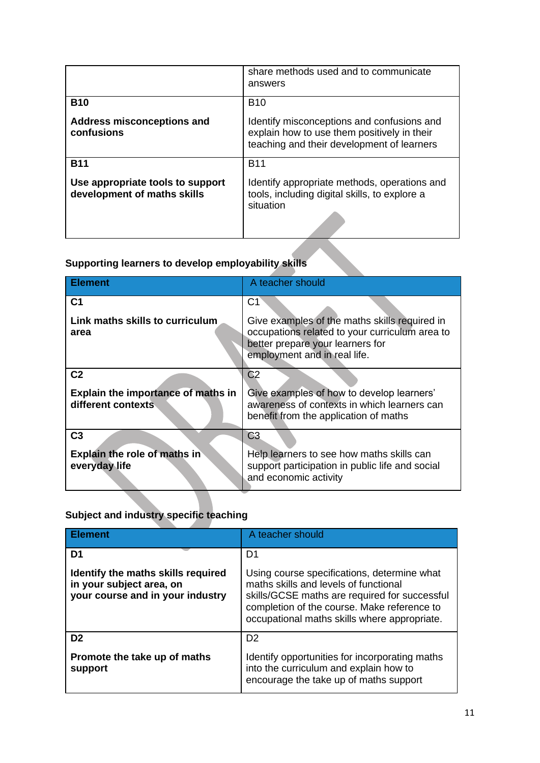| | |
|---|---|
| | share methods used and to communicate answers |
| **B10**<br><br>**Address misconceptions and confusions** | B10<br><br>Identify misconceptions and confusions and explain how to use them positively in their teaching and their development of learners |
| **B11**<br><br>**Use appropriate tools to support development of maths skills** | B11<br><br>Identify appropriate methods, operations and tools, including digital skills, to explore a situation |

**Supporting learners to develop employability skills**

| **Element** | A teacher should |
|---|---|
| **C1**<br><br>**Link maths skills to curriculum area** | C1<br><br>Give examples of the maths skills required in occupations related to your curriculum area to better prepare your learners for employment and in real life. |
| **C2**<br><br>**Explain the importance of maths in different contexts** | C2<br><br>Give examples of how to develop learners' awareness of contexts in which learners can benefit from the application of maths |
| **C3**<br><br>**Explain the role of maths in everyday life** | C3<br><br>Help learners to see how maths skills can support participation in public life and social and economic activity |

**Subject and industry specific teaching**

| **Element** | A teacher should |
|---|---|
| **D1**<br><br>**Identify the maths skills required in your subject area, on your course and in your industry** | D1<br><br>Using course specifications, determine what maths skills and levels of functional skills/GCSE maths are required for successful completion of the course. Make reference to occupational maths skills where appropriate. |
| **D2**<br><br>**Promote the take up of maths support** | D2<br><br>Identify opportunities for incorporating maths into the curriculum and explain how to encourage the take up of maths support |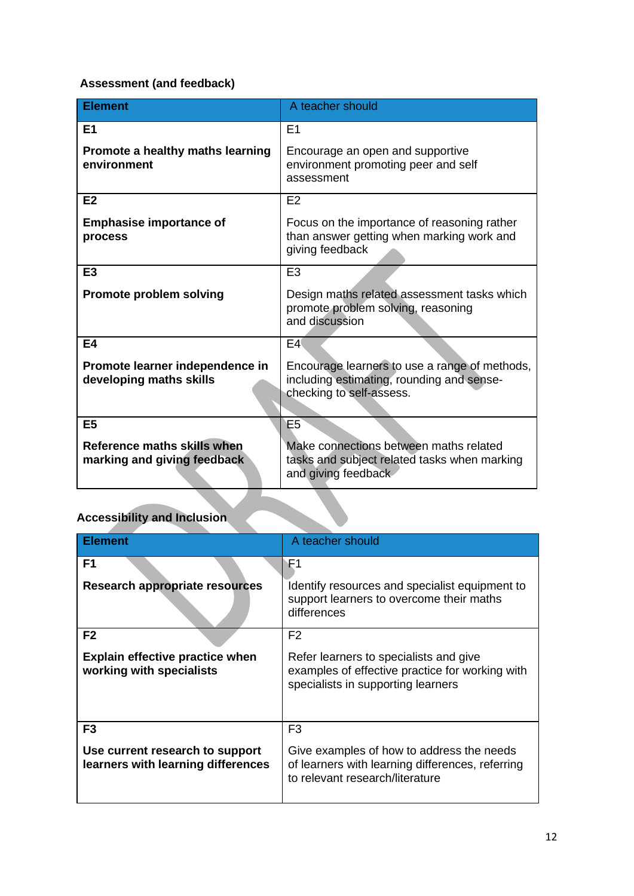## Assessment (and feedback)

| Element | A teacher should |
|---|---|
| E1<br><br>**Promote a healthy maths learning environment** | E1<br><br>Encourage an open and supportive environment promoting peer and self assessment |
| E2<br><br>**Emphasise importance of process** | E2<br><br>Focus on the importance of reasoning rather than answer getting when marking work and giving feedback |
| E3<br><br>**Promote problem solving** | E3<br><br>Design maths related assessment tasks which promote problem solving, reasoning and discussion |
| E4<br><br>**Promote learner independence in developing maths skills** | E4<br><br>Encourage learners to use a range of methods, including estimating, rounding and sense-checking to self-assess. |
| E5<br><br>**Reference maths skills when marking and giving feedback** | E5<br><br>Make connections between maths related tasks and subject related tasks when marking and giving feedback |

## Accessibility and Inclusion

| Element | A teacher should |
|---|---|
| F1<br><br>**Research appropriate resources** | F1<br><br>Identify resources and specialist equipment to support learners to overcome their maths differences |
| F2<br><br>**Explain effective practice when working with specialists** | F2<br><br>Refer learners to specialists and give examples of effective practice for working with specialists in supporting learners |
| F3<br><br>**Use current research to support learners with learning differences** | F3<br><br>Give examples of how to address the needs of learners with learning differences, referring to relevant research/literature |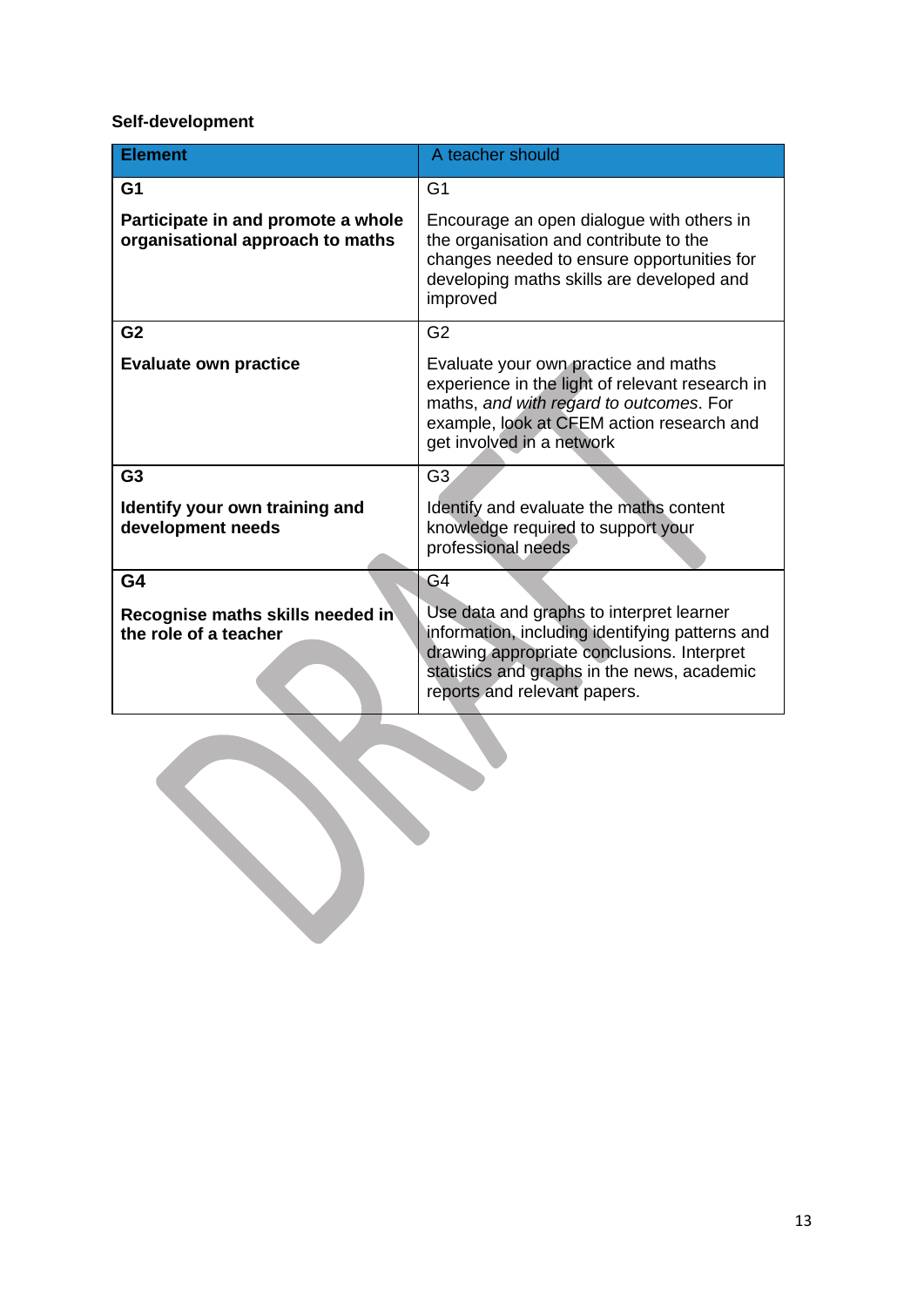**Self-development**

| Element | A teacher should |
|---|---|
| **G1**<br><br>**Participate in and promote a whole organisational approach to maths** | G1<br><br>Encourage an open dialogue with others in the organisation and contribute to the changes needed to ensure opportunities for developing maths skills are developed and improved |
| **G2**<br><br>**Evaluate own practice** | G2<br><br>Evaluate your own practice and maths experience in the light of relevant research in maths, *and with regard to outcomes*. For example, look at CFEM action research and get involved in a network |
| **G3**<br><br>**Identify your own training and development needs** | G3<br><br>Identify and evaluate the maths content knowledge required to support your professional needs |
| **G4**<br><br>**Recognise maths skills needed in the role of a teacher** | G4<br><br>Use data and graphs to interpret learner information, including identifying patterns and drawing appropriate conclusions. Interpret statistics and graphs in the news, academic reports and relevant papers. |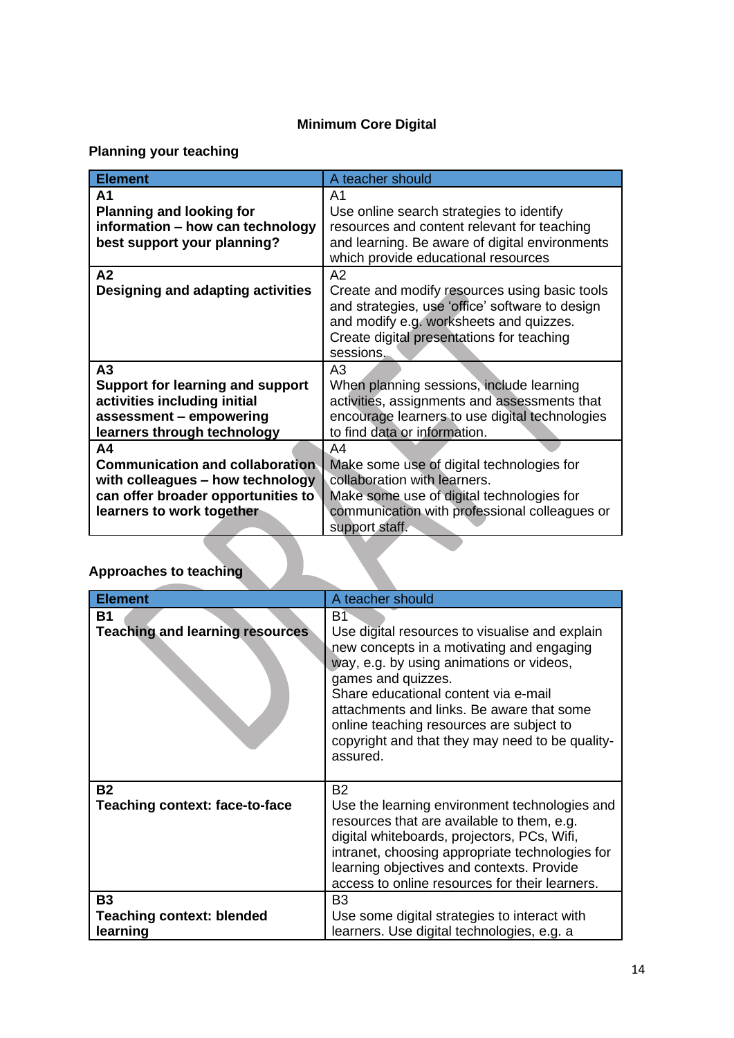**Minimum Core Digital**

**Planning your teaching**

| Element | A teacher should |
|---|---|
| **A1**<br>**Planning and looking for information – how can technology best support your planning?** | A1<br>Use online search strategies to identify resources and content relevant for teaching and learning. Be aware of digital environments which provide educational resources |
| **A2**<br>**Designing and adapting activities** | A2<br>Create and modify resources using basic tools and strategies, use 'office' software to design and modify e.g. worksheets and quizzes. Create digital presentations for teaching sessions. |
| **A3**<br>**Support for learning and support activities including initial assessment – empowering learners through technology** | A3<br>When planning sessions, include learning activities, assignments and assessments that encourage learners to use digital technologies to find data or information. |
| **A4**<br>**Communication and collaboration with colleagues – how technology can offer broader opportunities to learners to work together** | A4<br>Make some use of digital technologies for collaboration with learners.<br>Make some use of digital technologies for communication with professional colleagues or support staff. |

**Approaches to teaching**

| Element | A teacher should |
|---|---|
| **B1**<br>**Teaching and learning resources** | B1<br>Use digital resources to visualise and explain new concepts in a motivating and engaging way, e.g. by using animations or videos, games and quizzes.<br>Share educational content via e-mail attachments and links. Be aware that some online teaching resources are subject to copyright and that they may need to be quality-assured. |
| **B2**<br>**Teaching context: face-to-face** | B2<br>Use the learning environment technologies and resources that are available to them, e.g. digital whiteboards, projectors, PCs, Wifi, intranet, choosing appropriate technologies for learning objectives and contexts. Provide access to online resources for their learners. |
| **B3**<br>**Teaching context: blended learning** | B3<br>Use some digital strategies to interact with learners. Use digital technologies, e.g. a |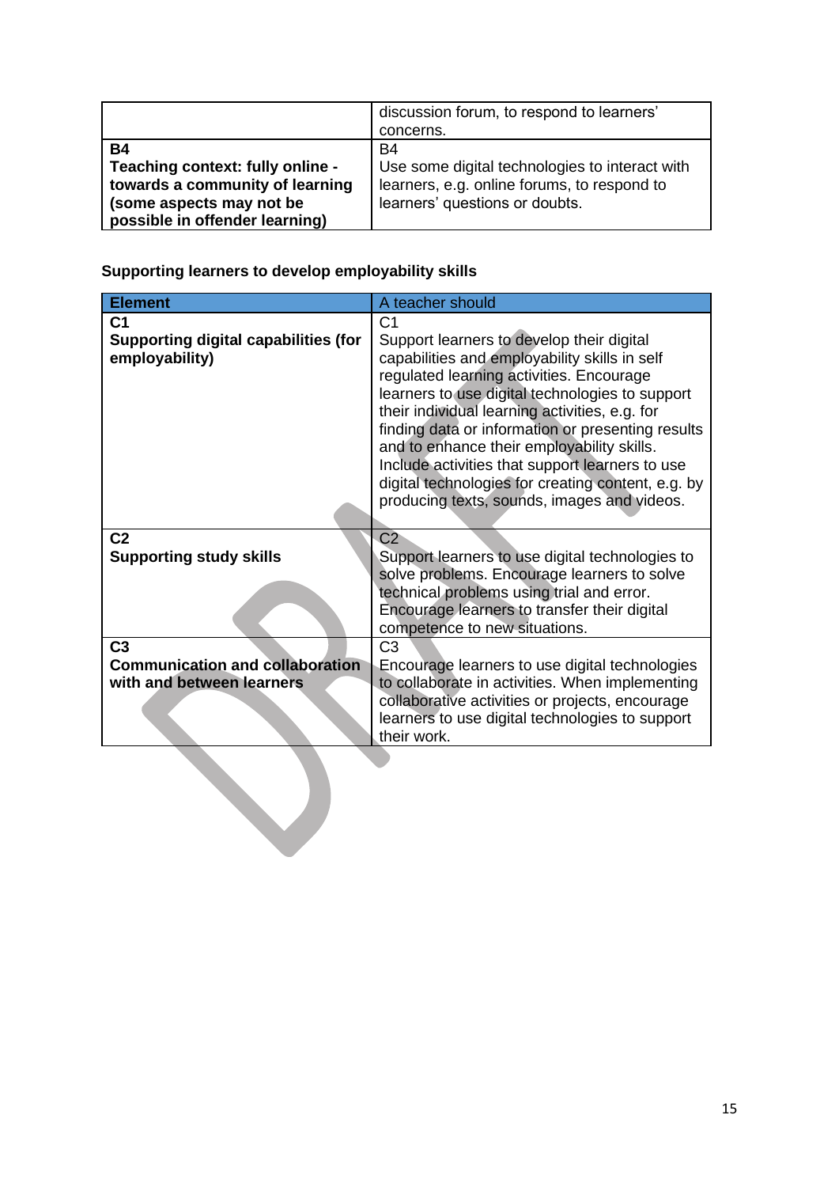| | discussion forum, to respond to learners' concerns. |
|---|---|
| **B4** **Teaching context: fully online - towards a community of learning (some aspects may not be possible in offender learning)** | B4 Use some digital technologies to interact with learners, e.g. online forums, to respond to learners' questions or doubts. |

**Supporting learners to develop employability skills**

| Element | A teacher should |
|---|---|
| **C1** **Supporting digital capabilities (for employability)** | C1 Support learners to develop their digital capabilities and employability skills in self regulated learning activities. Encourage learners to use digital technologies to support their individual learning activities, e.g. for finding data or information or presenting results and to enhance their employability skills. Include activities that support learners to use digital technologies for creating content, e.g. by producing texts, sounds, images and videos. |
| **C2** **Supporting study skills** | C2 Support learners to use digital technologies to solve problems. Encourage learners to solve technical problems using trial and error. Encourage learners to transfer their digital competence to new situations. |
| **C3** **Communication and collaboration with and between learners** | C3 Encourage learners to use digital technologies to collaborate in activities. When implementing collaborative activities or projects, encourage learners to use digital technologies to support their work. |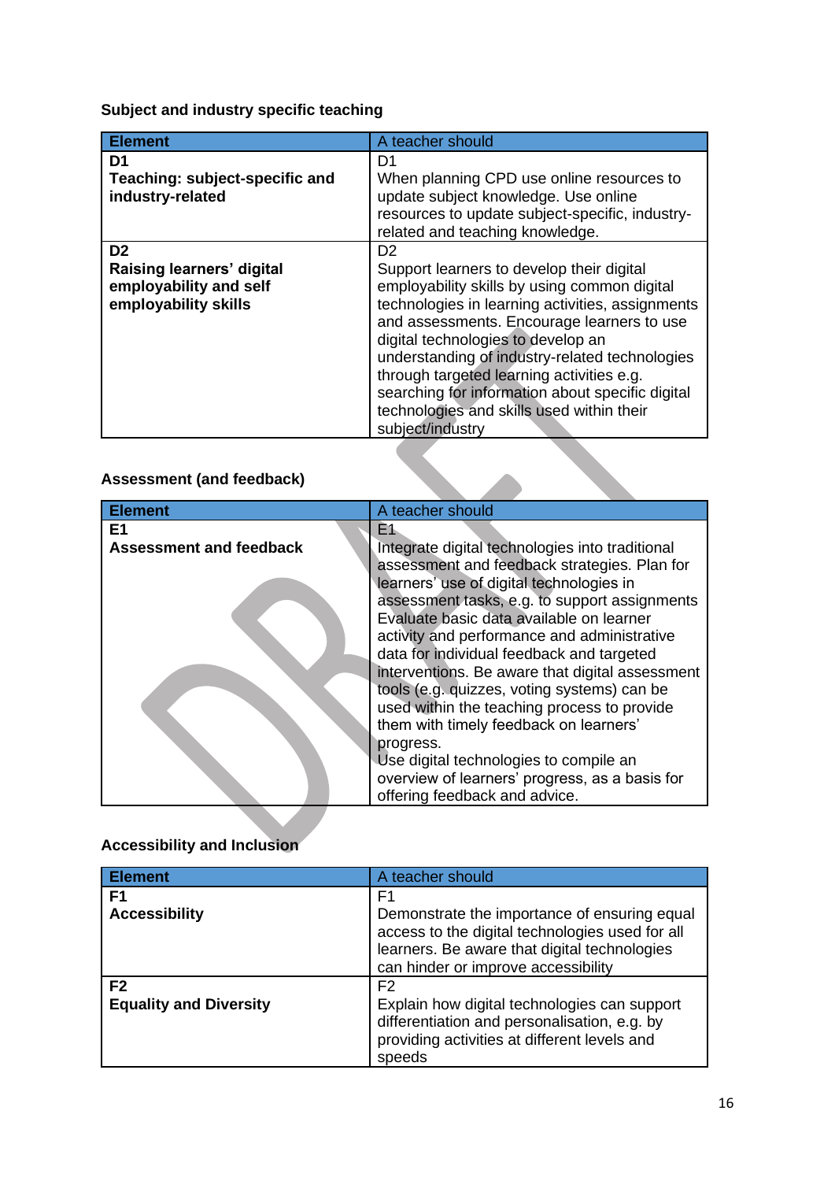**Subject and industry specific teaching**

| Element | A teacher should |
|---|---|
| **D1**<br>**Teaching: subject-specific and industry-related** | D1<br>When planning CPD use online resources to update subject knowledge. Use online resources to update subject-specific, industry-related and teaching knowledge. |
| **D2**<br>**Raising learners' digital employability and self employability skills** | D2<br>Support learners to develop their digital employability skills by using common digital technologies in learning activities, assignments and assessments. Encourage learners to use digital technologies to develop an understanding of industry-related technologies through targeted learning activities e.g. searching for information about specific digital technologies and skills used within their subject/industry |

**Assessment (and feedback)**

| Element | A teacher should |
|---|---|
| **E1**<br>**Assessment and feedback** | E1<br>Integrate digital technologies into traditional assessment and feedback strategies. Plan for learners' use of digital technologies in assessment tasks, e.g. to support assignments Evaluate basic data available on learner activity and performance and administrative data for individual feedback and targeted interventions. Be aware that digital assessment tools (e.g. quizzes, voting systems) can be used within the teaching process to provide them with timely feedback on learners' progress.<br>Use digital technologies to compile an overview of learners' progress, as a basis for offering feedback and advice. |

**Accessibility and Inclusion**

| Element | A teacher should |
|---|---|
| **F1**<br>**Accessibility** | F1<br>Demonstrate the importance of ensuring equal access to the digital technologies used for all learners. Be aware that digital technologies can hinder or improve accessibility |
| **F2**<br>**Equality and Diversity** | F2<br>Explain how digital technologies can support differentiation and personalisation, e.g. by providing activities at different levels and speeds |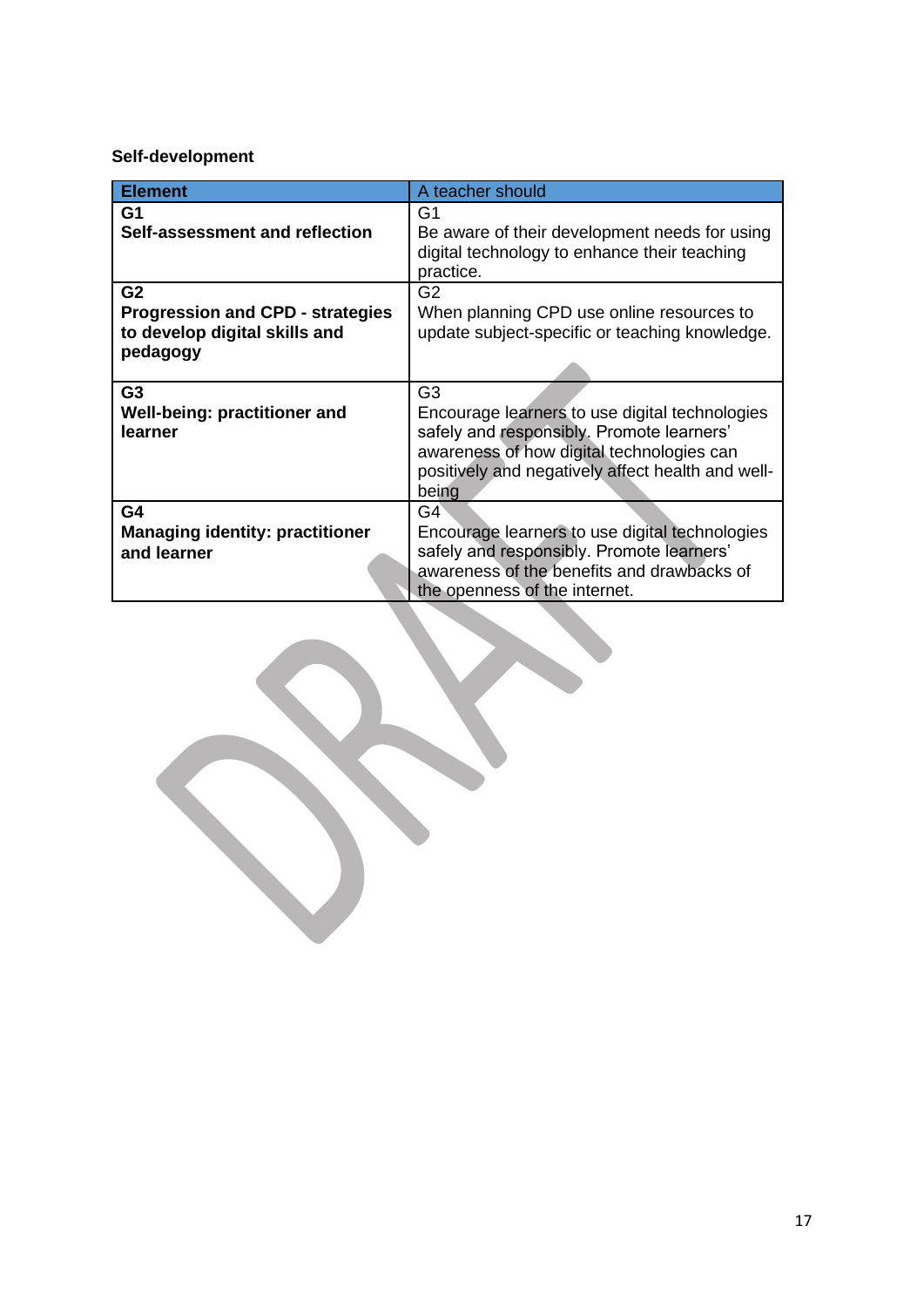**Self-development**

| Element | A teacher should |
|---|---|
| G1<br>**Self-assessment and reflection** | G1<br>Be aware of their development needs for using digital technology to enhance their teaching practice. |
| G2<br>**Progression and CPD - strategies to develop digital skills and pedagogy** | G2<br>When planning CPD use online resources to update subject-specific or teaching knowledge. |
| G3<br>**Well-being: practitioner and learner** | G3<br>Encourage learners to use digital technologies safely and responsibly. Promote learners' awareness of how digital technologies can positively and negatively affect health and well-being |
| G4<br>**Managing identity: practitioner and learner** | G4<br>Encourage learners to use digital technologies safely and responsibly. Promote learners' awareness of the benefits and drawbacks of the openness of the internet. |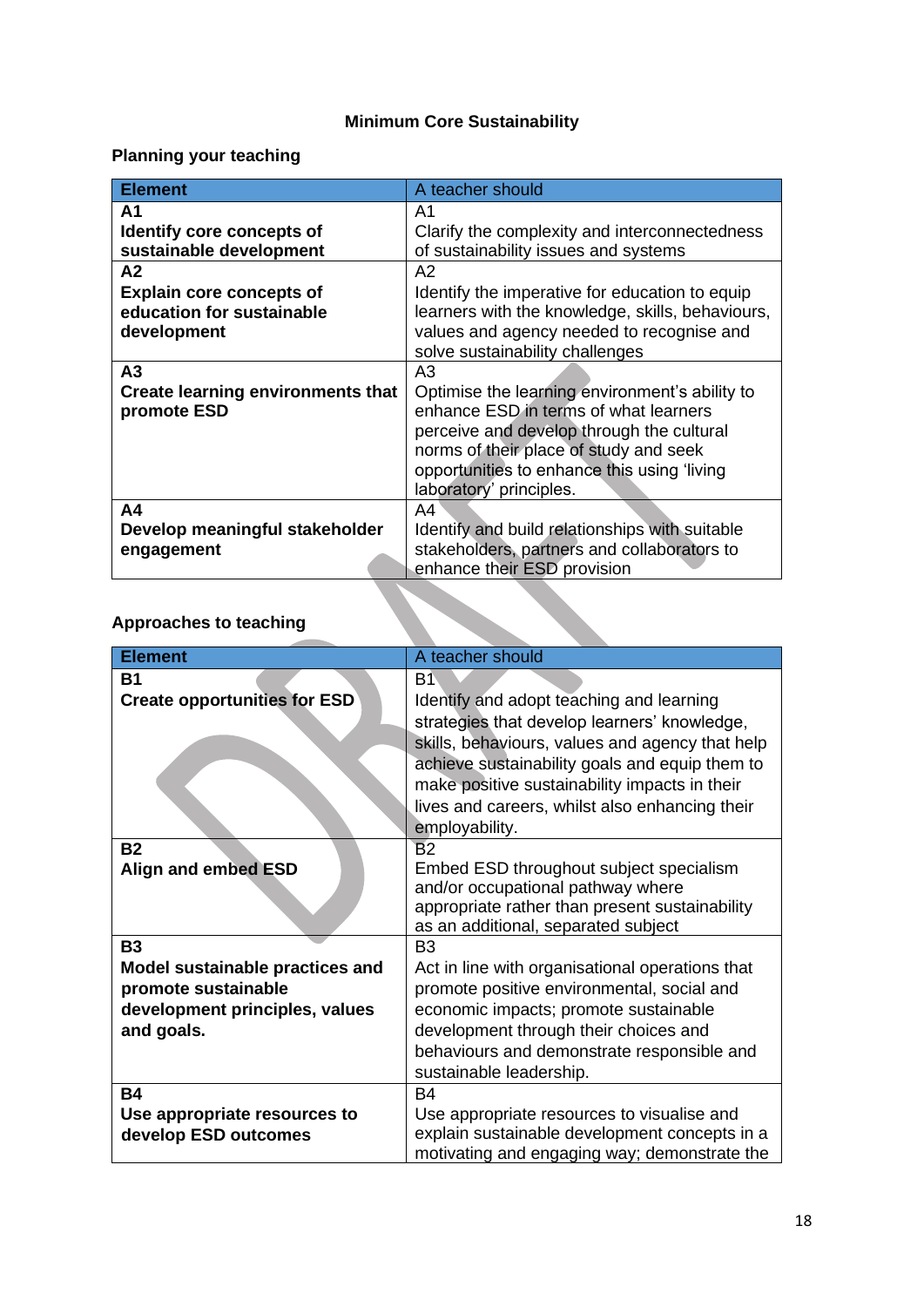# Minimum Core Sustainability

## Planning your teaching

| Element | A teacher should |
|---|---|
| **A1** **Identify core concepts of sustainable development** | A1 Clarify the complexity and interconnectedness of sustainability issues and systems |
| **A2** **Explain core concepts of education for sustainable development** | A2 Identify the imperative for education to equip learners with the knowledge, skills, behaviours, values and agency needed to recognise and solve sustainability challenges |
| **A3** **Create learning environments that promote ESD** | A3 Optimise the learning environment's ability to enhance ESD in terms of what learners perceive and develop through the cultural norms of their place of study and seek opportunities to enhance this using 'living laboratory' principles. |
| **A4** **Develop meaningful stakeholder engagement** | A4 Identify and build relationships with suitable stakeholders, partners and collaborators to enhance their ESD provision |

## Approaches to teaching

| Element | A teacher should |
|---|---|
| **B1** **Create opportunities for ESD** | B1 Identify and adopt teaching and learning strategies that develop learners' knowledge, skills, behaviours, values and agency that help achieve sustainability goals and equip them to make positive sustainability impacts in their lives and careers, whilst also enhancing their employability. |
| **B2** **Align and embed ESD** | B2 Embed ESD throughout subject specialism and/or occupational pathway where appropriate rather than present sustainability as an additional, separated subject |
| **B3** **Model sustainable practices and promote sustainable development principles, values and goals.** | B3 Act in line with organisational operations that promote positive environmental, social and economic impacts; promote sustainable development through their choices and behaviours and demonstrate responsible and sustainable leadership. |
| **B4** **Use appropriate resources to develop ESD outcomes** | B4 Use appropriate resources to visualise and explain sustainable development concepts in a motivating and engaging way; demonstrate the |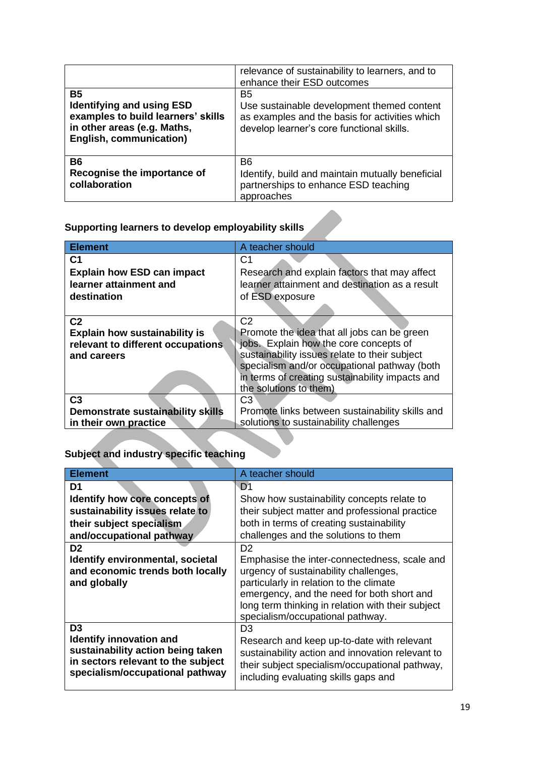| | |
|---|---|
| | relevance of sustainability to learners, and to enhance their ESD outcomes |
| **B5**<br>**Identifying and using ESD examples to build learners' skills in other areas (e.g. Maths, English, communication)** | B5<br>Use sustainable development themed content as examples and the basis for activities which develop learner's core functional skills. |
| **B6**<br>**Recognise the importance of collaboration** | B6<br>Identify, build and maintain mutually beneficial partnerships to enhance ESD teaching approaches |

## Supporting learners to develop employability skills

| Element | A teacher should |
|---|---|
| **C1**<br>**Explain how ESD can impact learner attainment and destination** | C1<br>Research and explain factors that may affect learner attainment and destination as a result of ESD exposure |
| **C2**<br>**Explain how sustainability is relevant to different occupations and careers** | C2<br>Promote the idea that all jobs can be green jobs. Explain how the core concepts of sustainability issues relate to their subject specialism and/or occupational pathway (both in terms of creating sustainability impacts and the solutions to them) |
| **C3**<br>**Demonstrate sustainability skills in their own practice** | C3<br>Promote links between sustainability skills and solutions to sustainability challenges |

## Subject and industry specific teaching

| Element | A teacher should |
|---|---|
| **D1**<br>**Identify how core concepts of sustainability issues relate to their subject specialism and/occupational pathway** | D1<br>Show how sustainability concepts relate to their subject matter and professional practice both in terms of creating sustainability challenges and the solutions to them |
| **D2**<br>**Identify environmental, societal and economic trends both locally and globally** | D2<br>Emphasise the inter-connectedness, scale and urgency of sustainability challenges, particularly in relation to the climate emergency, and the need for both short and long term thinking in relation with their subject specialism/occupational pathway. |
| **D3**<br>**Identify innovation and sustainability action being taken in sectors relevant to the subject specialism/occupational pathway** | D3<br>Research and keep up-to-date with relevant sustainability action and innovation relevant to their subject specialism/occupational pathway, including evaluating skills gaps and |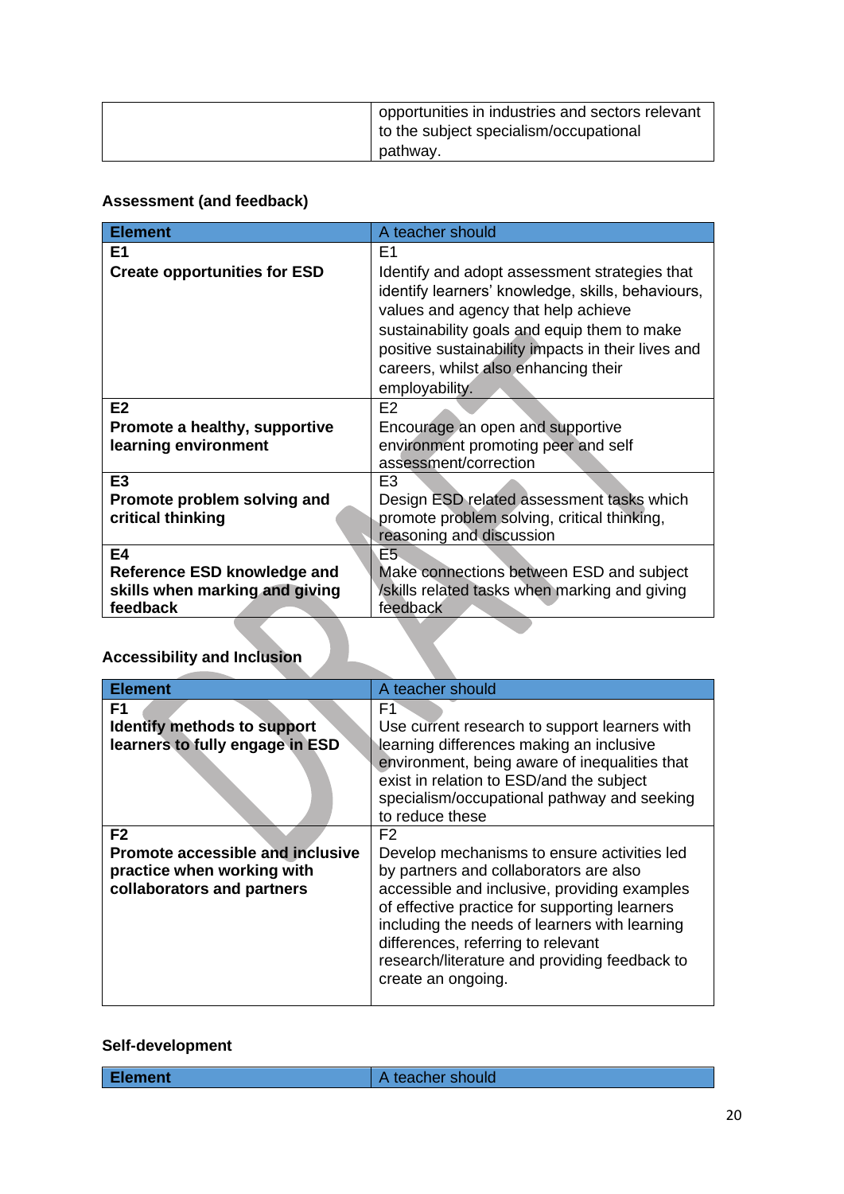| | opportunities in industries and sectors relevant to the subject specialism/occupational pathway. |
|---|---|

### Assessment (and feedback)

| Element | A teacher should |
|---|---|
| E1<br>**Create opportunities for ESD** | E1<br>Identify and adopt assessment strategies that identify learners' knowledge, skills, behaviours, values and agency that help achieve sustainability goals and equip them to make positive sustainability impacts in their lives and careers, whilst also enhancing their employability. |
| E2<br>**Promote a healthy, supportive learning environment** | E2<br>Encourage an open and supportive environment promoting peer and self assessment/correction |
| E3<br>**Promote problem solving and critical thinking** | E3<br>Design ESD related assessment tasks which promote problem solving, critical thinking, reasoning and discussion |
| E4<br>**Reference ESD knowledge and skills when marking and giving feedback** | E5<br>Make connections between ESD and subject /skills related tasks when marking and giving feedback |

### Accessibility and Inclusion

| Element | A teacher should |
|---|---|
| F1<br>**Identify methods to support learners to fully engage in ESD** | F1<br>Use current research to support learners with learning differences making an inclusive environment, being aware of inequalities that exist in relation to ESD/and the subject specialism/occupational pathway and seeking to reduce these |
| F2<br>**Promote accessible and inclusive practice when working with collaborators and partners** | F2<br>Develop mechanisms to ensure activities led by partners and collaborators are also accessible and inclusive, providing examples of effective practice for supporting learners including the needs of learners with learning differences, referring to relevant research/literature and providing feedback to create an ongoing. |

### Self-development

| Element | A teacher should |
|---|---|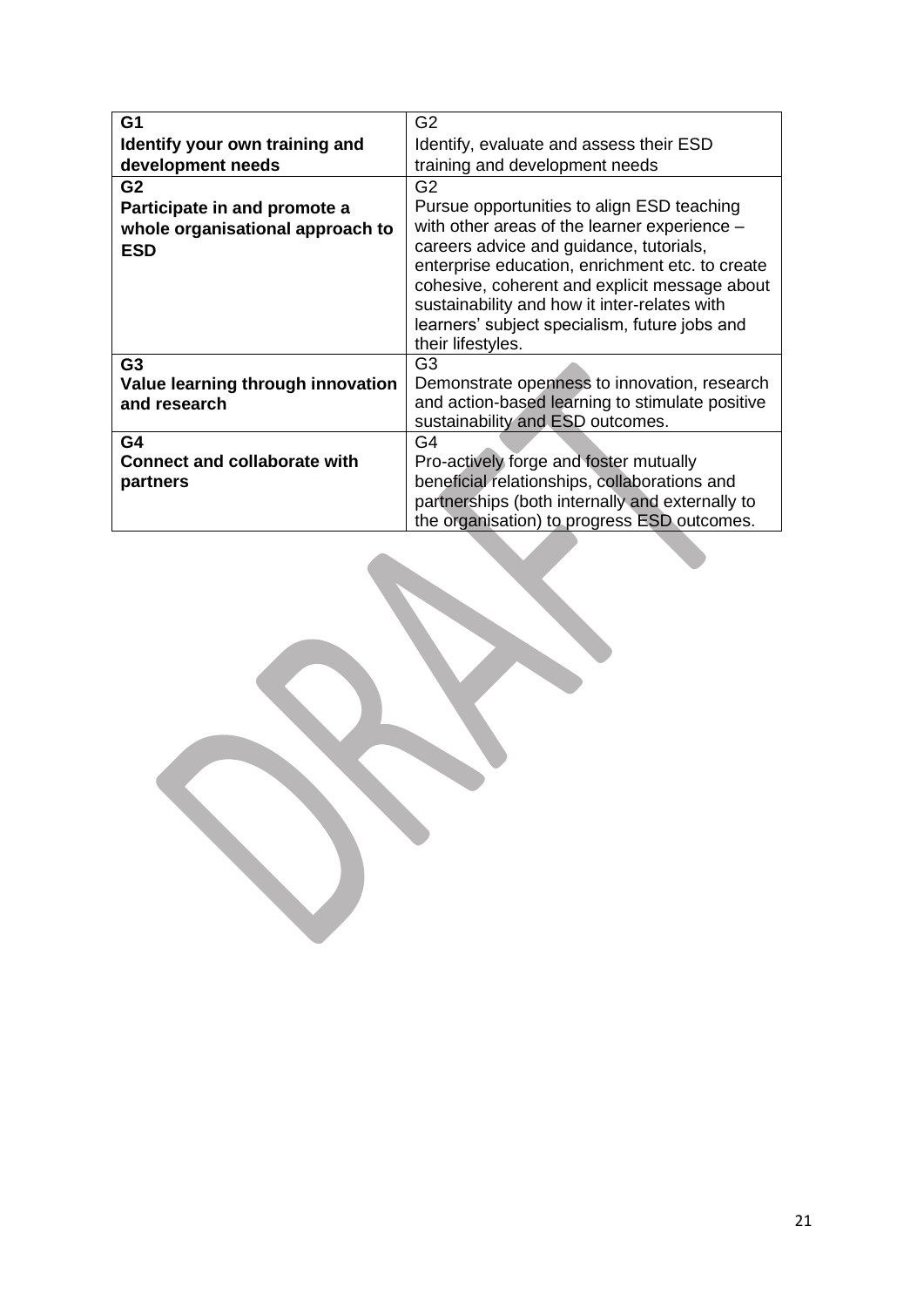| **G1**<br>**Identify your own training and development needs** | G2<br>Identify, evaluate and assess their ESD training and development needs |
|---|---|
| **G2**<br>**Participate in and promote a whole organisational approach to ESD** | G2<br>Pursue opportunities to align ESD teaching with other areas of the learner experience – careers advice and guidance, tutorials, enterprise education, enrichment etc. to create cohesive, coherent and explicit message about sustainability and how it inter-relates with learners' subject specialism, future jobs and their lifestyles. |
| **G3**<br>**Value learning through innovation and research** | G3<br>Demonstrate openness to innovation, research and action-based learning to stimulate positive sustainability and ESD outcomes. |
| **G4**<br>**Connect and collaborate with partners** | G4<br>Pro-actively forge and foster mutually beneficial relationships, collaborations and partnerships (both internally and externally to the organisation) to progress ESD outcomes. |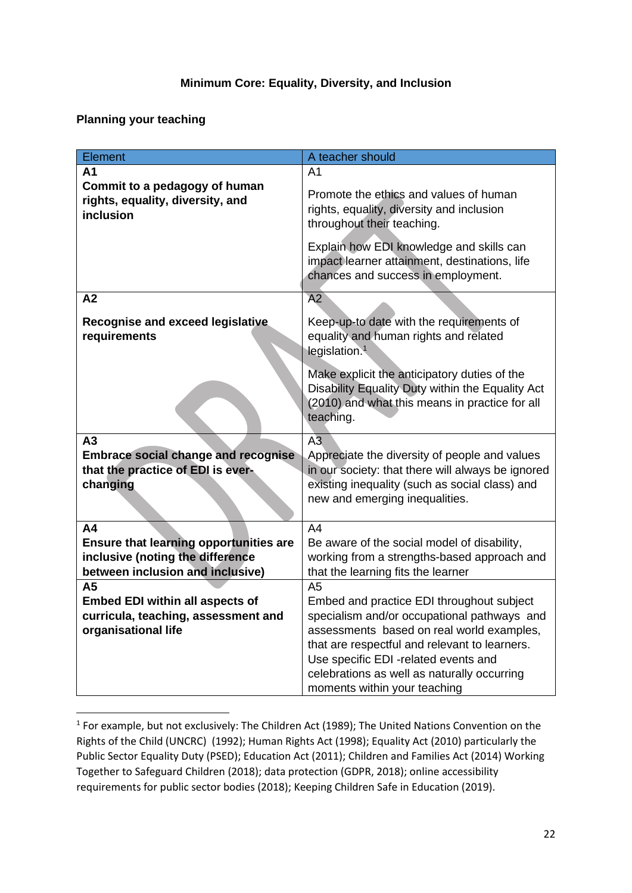**Minimum Core: Equality, Diversity, and Inclusion**

**Planning your teaching**

| Element | A teacher should |
|---|---|
| **A1** **Commit to a pedagogy of human rights, equality, diversity, and inclusion** | A1 Promote the ethics and values of human rights, equality, diversity and inclusion throughout their teaching. Explain how EDI knowledge and skills can impact learner attainment, destinations, life chances and success in employment. |
| **A2** **Recognise and exceed legislative requirements** | A2 Keep-up-to date with the requirements of equality and human rights and related legislation.[1] Make explicit the anticipatory duties of the Disability Equality Duty within the Equality Act (2010) and what this means in practice for all teaching. |
| **A3** **Embrace social change and recognise that the practice of EDI is ever-changing** | A3 Appreciate the diversity of people and values in our society: that there will always be ignored existing inequality (such as social class) and new and emerging inequalities. |
| **A4** **Ensure that learning opportunities are inclusive (noting the difference between inclusion and inclusive)** | A4 Be aware of the social model of disability, working from a strengths-based approach and that the learning fits the learner |
| **A5** **Embed EDI within all aspects of curricula, teaching, assessment and organisational life** | A5 Embed and practice EDI throughout subject specialism and/or occupational pathways and assessments based on real world examples, that are respectful and relevant to learners. Use specific EDI -related events and celebrations as well as naturally occurring moments within your teaching |

[1] For example, but not exclusively: The Children Act (1989); The United Nations Convention on the Rights of the Child (UNCRC) (1992); Human Rights Act (1998); Equality Act (2010) particularly the Public Sector Equality Duty (PSED); Education Act (2011); Children and Families Act (2014) Working Together to Safeguard Children (2018); data protection (GDPR, 2018); online accessibility requirements for public sector bodies (2018); Keeping Children Safe in Education (2019).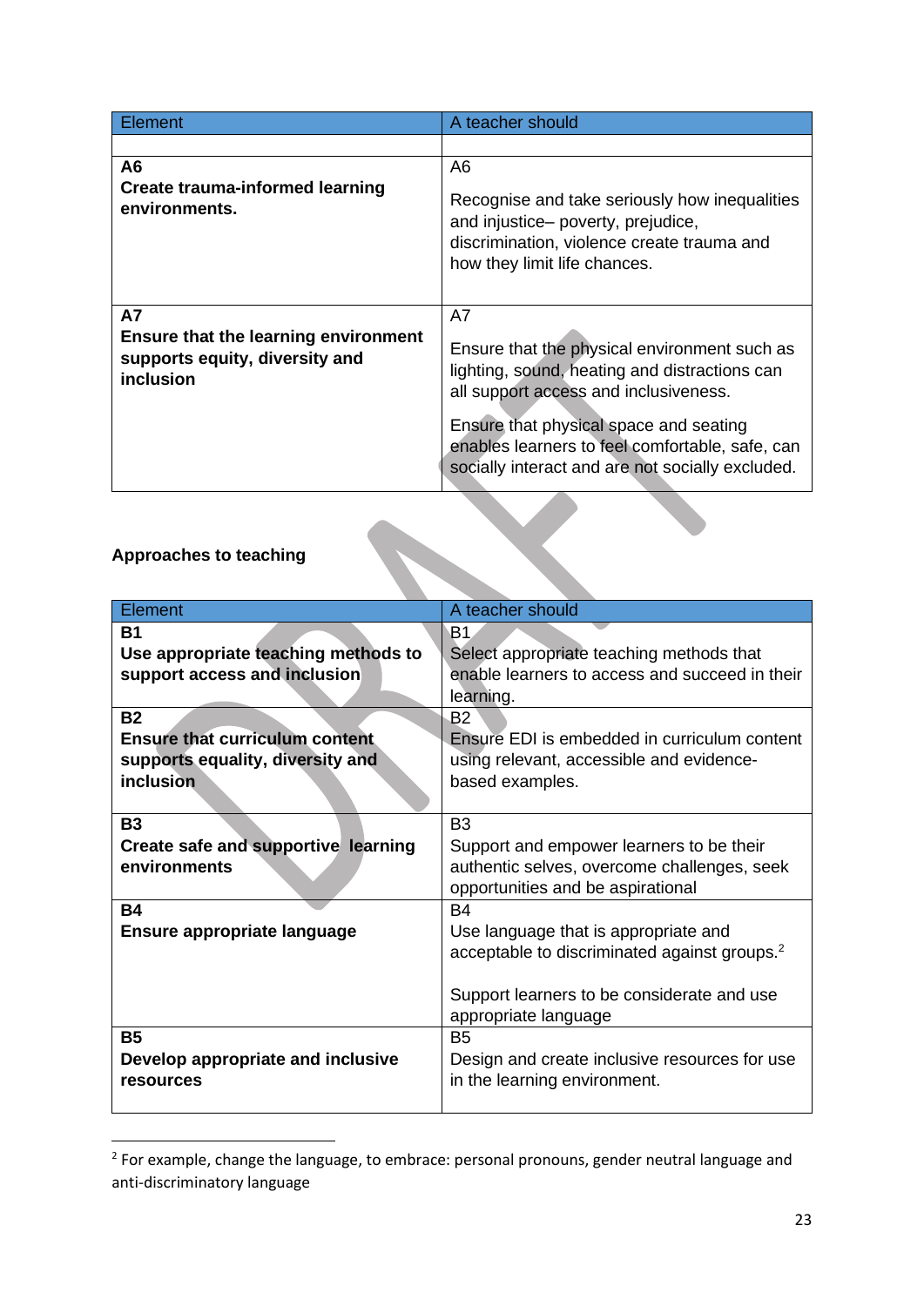| Element | A teacher should |
|---|---|
| | |
| **A6**<br>**Create trauma-informed learning environments.** | A6<br>Recognise and take seriously how inequalities and injustice– poverty, prejudice, discrimination, violence create trauma and how they limit life chances. |
| **A7**<br>**Ensure that the learning environment supports equity, diversity and inclusion** | A7<br>Ensure that the physical environment such as lighting, sound, heating and distractions can all support access and inclusiveness.<br><br>Ensure that physical space and seating enables learners to feel comfortable, safe, can socially interact and are not socially excluded. |

**Approaches to teaching**

| Element | A teacher should |
|---|---|
| **B1**<br>**Use appropriate teaching methods to support access and inclusion** | B1<br>Select appropriate teaching methods that enable learners to access and succeed in their learning. |
| **B2**<br>**Ensure that curriculum content supports equality, diversity and inclusion** | B2<br>Ensure EDI is embedded in curriculum content using relevant, accessible and evidence-based examples. |
| **B3**<br>**Create safe and supportive learning environments** | B3<br>Support and empower learners to be their authentic selves, overcome challenges, seek opportunities and be aspirational |
| **B4**<br>**Ensure appropriate language** | B4<br>Use language that is appropriate and acceptable to discriminated against groups.[2]<br><br>Support learners to be considerate and use appropriate language |
| **B5**<br>**Develop appropriate and inclusive resources** | B5<br>Design and create inclusive resources for use in the learning environment. |

[2] For example, change the language, to embrace: personal pronouns, gender neutral language and anti-discriminatory language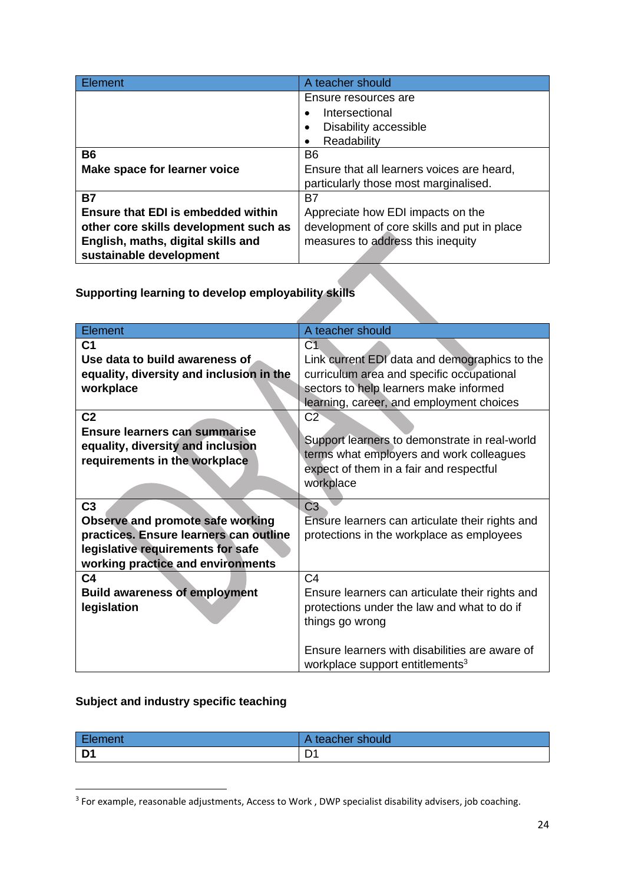| Element | A teacher should |
|---|---|
| | Ensure resources are<br>• Intersectional<br>• Disability accessible<br>• Readability |
| **B6**<br>**Make space for learner voice** | B6<br>Ensure that all learners voices are heard, particularly those most marginalised. |
| **B7**<br>**Ensure that EDI is embedded within other core skills development such as English, maths, digital skills and sustainable development** | B7<br>Appreciate how EDI impacts on the development of core skills and put in place measures to address this inequity |

**Supporting learning to develop employability skills**

| Element | A teacher should |
|---|---|
| **C1**<br>**Use data to build awareness of equality, diversity and inclusion in the workplace** | C1<br>Link current EDI data and demographics to the curriculum area and specific occupational sectors to help learners make informed learning, career, and employment choices |
| **C2**<br>**Ensure learners can summarise equality, diversity and inclusion requirements in the workplace** | C2<br>Support learners to demonstrate in real-world terms what employers and work colleagues expect of them in a fair and respectful workplace |
| **C3**<br>**Observe and promote safe working practices. Ensure learners can outline legislative requirements for safe working practice and environments** | C3<br>Ensure learners can articulate their rights and protections in the workplace as employees |
| **C4**<br>**Build awareness of employment legislation** | C4<br>Ensure learners can articulate their rights and protections under the law and what to do if things go wrong<br><br>Ensure learners with disabilities are aware of workplace support entitlements[3] |

**Subject and industry specific teaching**

| Element | A teacher should |
|---|---|
| **D1** | D1 |

[3] For example, reasonable adjustments, Access to Work , DWP specialist disability advisers, job coaching.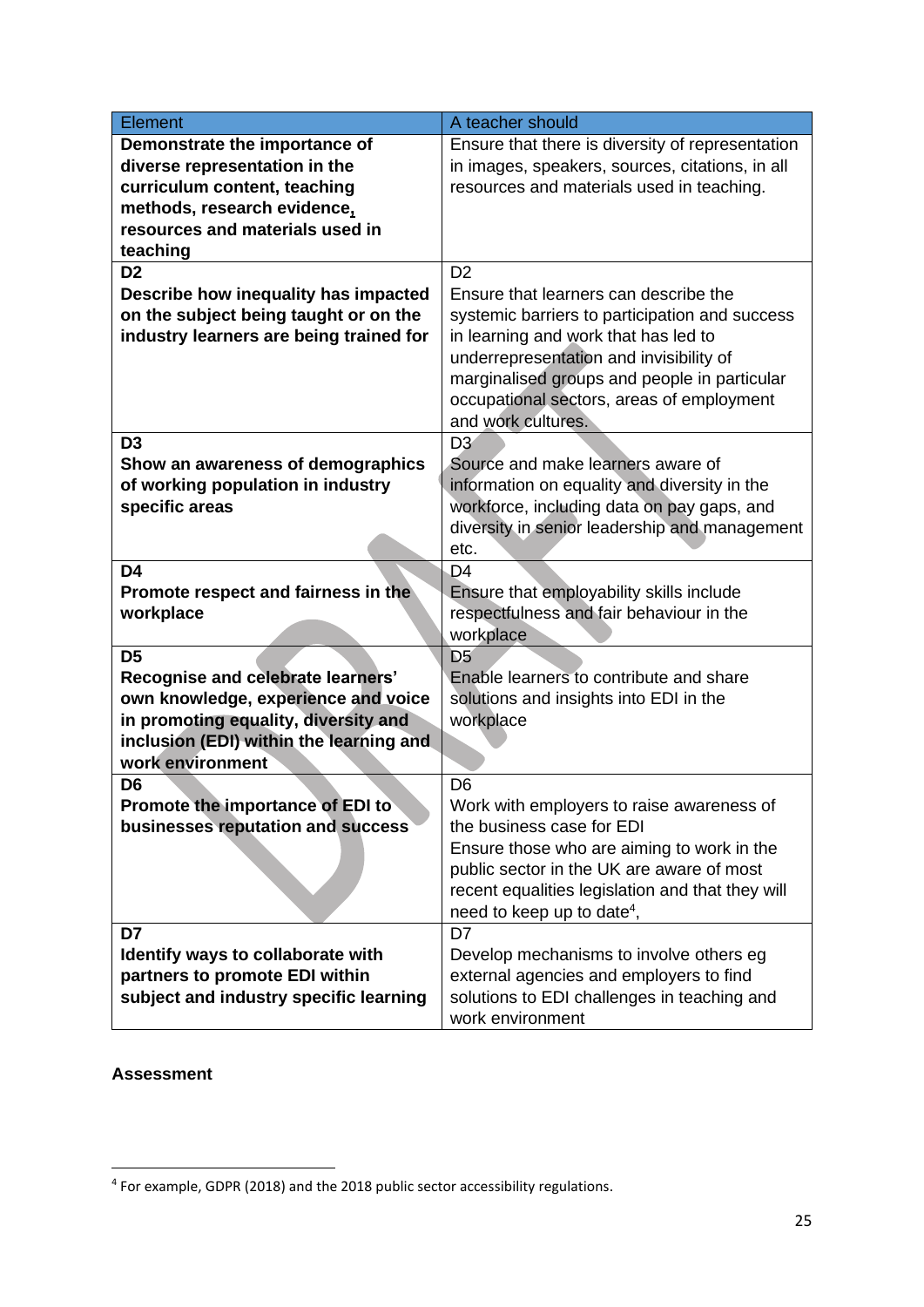| Element | A teacher should |
|---|---|
| **Demonstrate the importance of diverse representation in the curriculum content, teaching methods, research evidence, resources and materials used in teaching** | Ensure that there is diversity of representation in images, speakers, sources, citations, in all resources and materials used in teaching. |
| D2<br>**Describe how inequality has impacted on the subject being taught or on the industry learners are being trained for** | D2<br>Ensure that learners can describe the systemic barriers to participation and success in learning and work that has led to underrepresentation and invisibility of marginalised groups and people in particular occupational sectors, areas of employment and work cultures. |
| **D3**<br>**Show an awareness of demographics of working population in industry specific areas** | D3<br>Source and make learners aware of information on equality and diversity in the workforce, including data on pay gaps, and diversity in senior leadership and management etc. |
| **D4**<br>**Promote respect and fairness in the workplace** | D4<br>Ensure that employability skills include respectfulness and fair behaviour in the workplace |
| **D5**<br>**Recognise and celebrate learners' own knowledge, experience and voice in promoting equality, diversity and inclusion (EDI) within the learning and work environment** | D5<br>Enable learners to contribute and share solutions and insights into EDI in the workplace |
| **D6**<br>**Promote the importance of EDI to businesses reputation and success** | D6<br>Work with employers to raise awareness of the business case for EDI<br>Ensure those who are aiming to work in the public sector in the UK are aware of most recent equalities legislation and that they will need to keep up to date[4], |
| **D7**<br>**Identify ways to collaborate with partners to promote EDI within subject and industry specific learning** | D7<br>Develop mechanisms to involve others eg external agencies and employers to find solutions to EDI challenges in teaching and work environment |

**Assessment**

[4] For example, GDPR (2018) and the 2018 public sector accessibility regulations.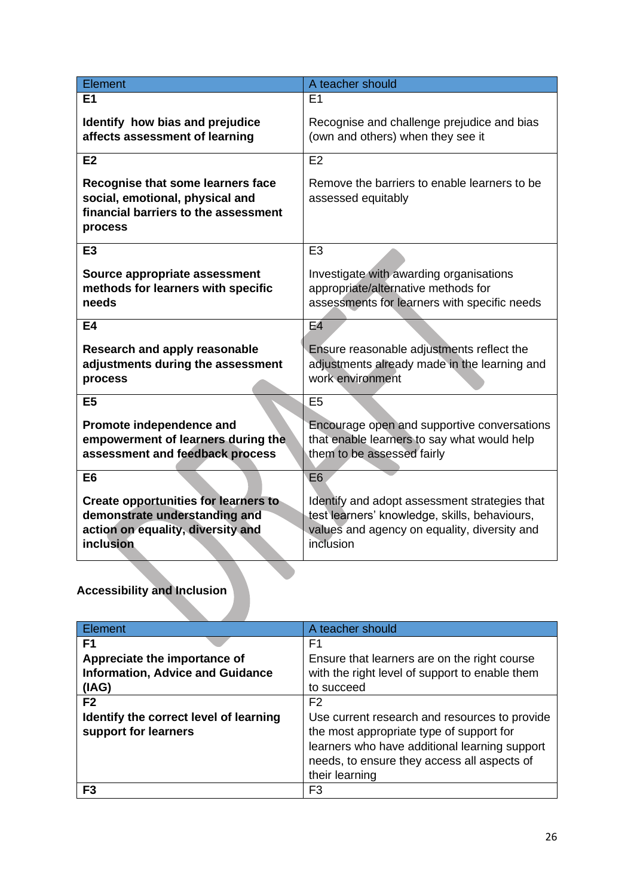| Element | A teacher should |
|---|---|
| **E1**<br><br>**Identify how bias and prejudice affects assessment of learning** | E1<br><br>Recognise and challenge prejudice and bias (own and others) when they see it |
| **E2**<br><br>**Recognise that some learners face social, emotional, physical and financial barriers to the assessment process** | E2<br><br>Remove the barriers to enable learners to be assessed equitably |
| **E3**<br><br>**Source appropriate assessment methods for learners with specific needs** | E3<br><br>Investigate with awarding organisations appropriate/alternative methods for assessments for learners with specific needs |
| **E4**<br><br>**Research and apply reasonable adjustments during the assessment process** | E4<br><br>Ensure reasonable adjustments reflect the adjustments already made in the learning and work environment |
| **E5**<br><br>**Promote independence and empowerment of learners during the assessment and feedback process** | E5<br><br>Encourage open and supportive conversations that enable learners to say what would help them to be assessed fairly |
| **E6**<br><br>**Create opportunities for learners to demonstrate understanding and action on equality, diversity and inclusion** | E6<br><br>Identify and adopt assessment strategies that test learners' knowledge, skills, behaviours, values and agency on equality, diversity and inclusion |

**Accessibility and Inclusion**

| Element | A teacher should |
|---|---|
| **F1**<br>**Appreciate the importance of Information, Advice and Guidance (IAG)** | F1<br>Ensure that learners are on the right course with the right level of support to enable them to succeed |
| **F2**<br>**Identify the correct level of learning support for learners** | F2<br>Use current research and resources to provide the most appropriate type of support for learners who have additional learning support needs, to ensure they access all aspects of their learning |
| **F3** | F3 |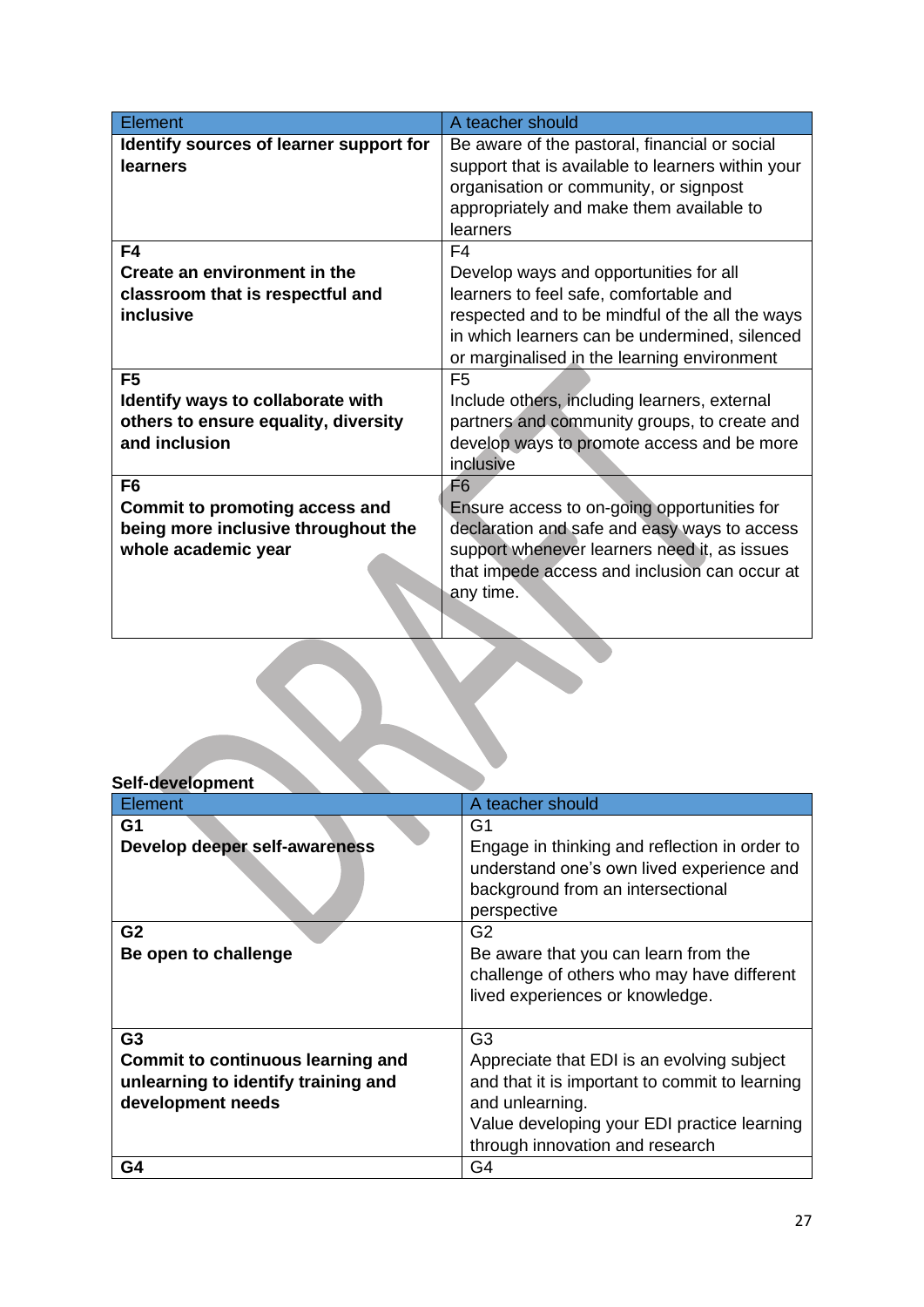| Element | A teacher should |
| --- | --- |
| **Identify sources of learner support for learners** | Be aware of the pastoral, financial or social support that is available to learners within your organisation or community, or signpost appropriately and make them available to learners |
| **F4**<br>**Create an environment in the classroom that is respectful and inclusive** | F4<br>Develop ways and opportunities for all learners to feel safe, comfortable and respected and to be mindful of the all the ways in which learners can be undermined, silenced or marginalised in the learning environment |
| **F5**<br>**Identify ways to collaborate with others to ensure equality, diversity and inclusion** | F5<br>Include others, including learners, external partners and community groups, to create and develop ways to promote access and be more inclusive |
| **F6**<br>**Commit to promoting access and being more inclusive throughout the whole academic year** | F6<br>Ensure access to on-going opportunities for declaration and safe and easy ways to access support whenever learners need it, as issues that impede access and inclusion can occur at any time. |

**Self-development**

| Element | A teacher should |
| --- | --- |
| **G1**<br>**Develop deeper self-awareness** | G1<br>Engage in thinking and reflection in order to understand one's own lived experience and background from an intersectional perspective |
| **G2**<br>**Be open to challenge** | G2<br>Be aware that you can learn from the challenge of others who may have different lived experiences or knowledge. |
| **G3**<br>**Commit to continuous learning and unlearning to identify training and development needs** | G3<br>Appreciate that EDI is an evolving subject and that it is important to commit to learning and unlearning.<br>Value developing your EDI practice learning through innovation and research |
| **G4** | G4 |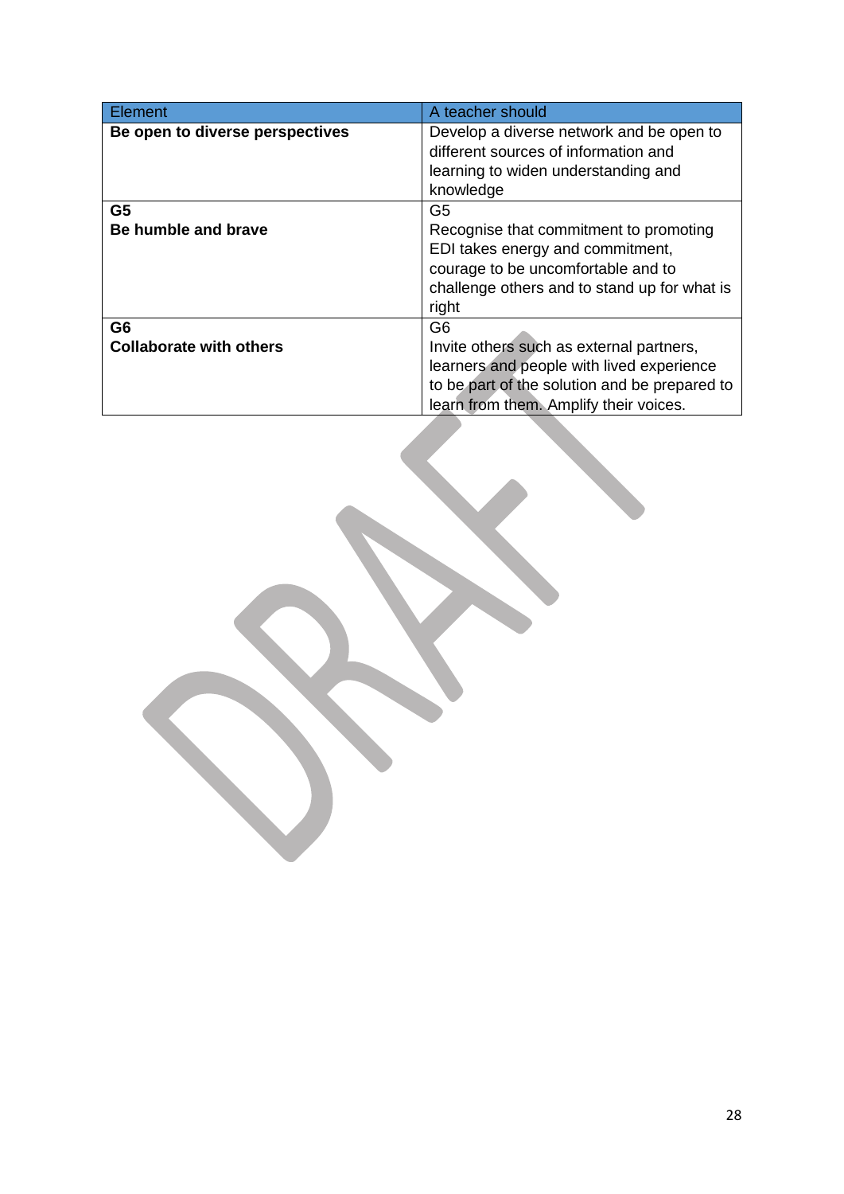| Element | A teacher should |
| --- | --- |
| **Be open to diverse perspectives** | Develop a diverse network and be open to different sources of information and learning to widen understanding and knowledge |
| **G5**<br>**Be humble and brave** | G5<br>Recognise that commitment to promoting EDI takes energy and commitment, courage to be uncomfortable and to challenge others and to stand up for what is right |
| **G6**<br>**Collaborate with others** | G6<br>Invite others such as external partners, learners and people with lived experience to be part of the solution and be prepared to learn from them. Amplify their voices. |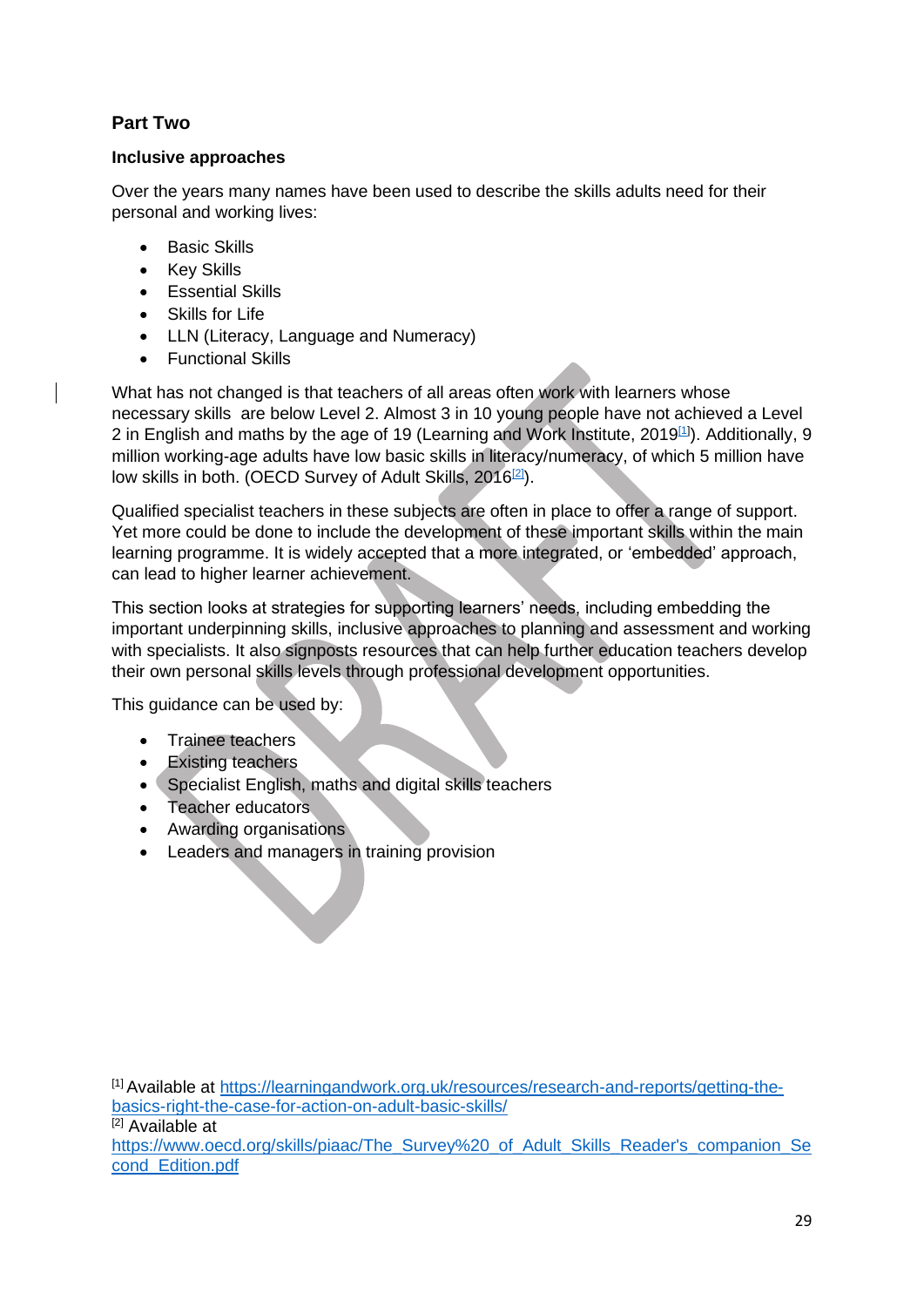## Part Two

### Inclusive approaches

Over the years many names have been used to describe the skills adults need for their personal and working lives:

- Basic Skills
- Key Skills
- Essential Skills
- Skills for Life
- LLN (Literacy, Language and Numeracy)
- Functional Skills

What has not changed is that teachers of all areas often work with learners whose necessary skills are below Level 2. Almost 3 in 10 young people have not achieved a Level 2 in English and maths by the age of 19 (Learning and Work Institute, 2019[1]). Additionally, 9 million working-age adults have low basic skills in literacy/numeracy, of which 5 million have low skills in both. (OECD Survey of Adult Skills, 2016[2]).

Qualified specialist teachers in these subjects are often in place to offer a range of support. Yet more could be done to include the development of these important skills within the main learning programme. It is widely accepted that a more integrated, or 'embedded' approach, can lead to higher learner achievement.

This section looks at strategies for supporting learners' needs, including embedding the important underpinning skills, inclusive approaches to planning and assessment and working with specialists. It also signposts resources that can help further education teachers develop their own personal skills levels through professional development opportunities.

This guidance can be used by:

- Trainee teachers
- Existing teachers
- Specialist English, maths and digital skills teachers
- Teacher educators
- Awarding organisations
- Leaders and managers in training provision

[1] Available at https://learningandwork.org.uk/resources/research-and-reports/getting-the-basics-right-the-case-for-action-on-adult-basic-skills/

[2] Available at https://www.oecd.org/skills/piaac/The_Survey%20_of_Adult_Skills_Reader's_companion_Second_Edition.pdf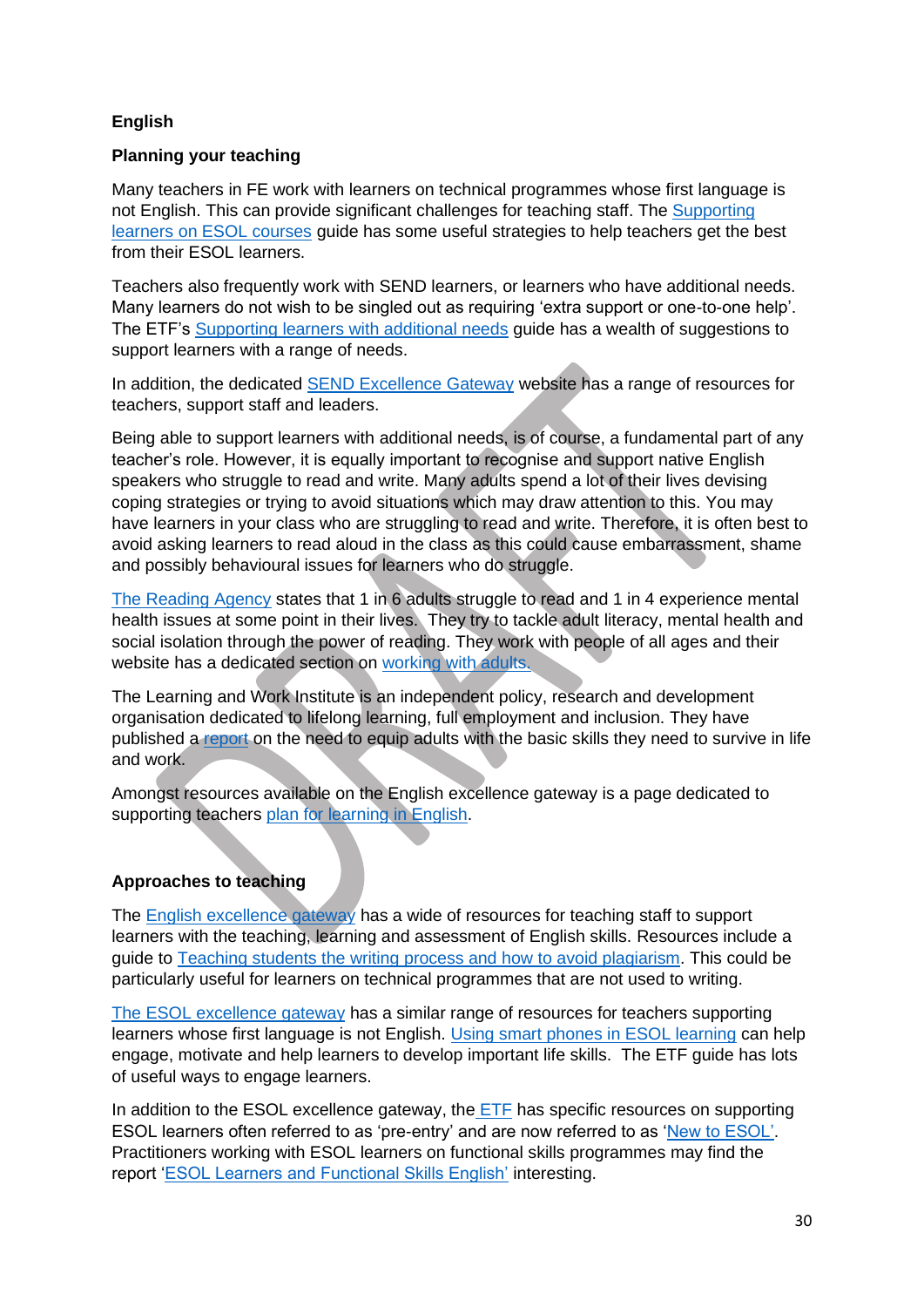## English

### Planning your teaching

Many teachers in FE work with learners on technical programmes whose first language is not English. This can provide significant challenges for teaching staff. The Supporting learners on ESOL courses guide has some useful strategies to help teachers get the best from their ESOL learners.

Teachers also frequently work with SEND learners, or learners who have additional needs. Many learners do not wish to be singled out as requiring 'extra support or one-to-one help'. The ETF's Supporting learners with additional needs guide has a wealth of suggestions to support learners with a range of needs.

In addition, the dedicated SEND Excellence Gateway website has a range of resources for teachers, support staff and leaders.

Being able to support learners with additional needs, is of course, a fundamental part of any teacher's role. However, it is equally important to recognise and support native English speakers who struggle to read and write. Many adults spend a lot of their lives devising coping strategies or trying to avoid situations which may draw attention to this. You may have learners in your class who are struggling to read and write. Therefore, it is often best to avoid asking learners to read aloud in the class as this could cause embarrassment, shame and possibly behavioural issues for learners who do struggle.

The Reading Agency states that 1 in 6 adults struggle to read and 1 in 4 experience mental health issues at some point in their lives. They try to tackle adult literacy, mental health and social isolation through the power of reading. They work with people of all ages and their website has a dedicated section on working with adults.

The Learning and Work Institute is an independent policy, research and development organisation dedicated to lifelong learning, full employment and inclusion. They have published a report on the need to equip adults with the basic skills they need to survive in life and work.

Amongst resources available on the English excellence gateway is a page dedicated to supporting teachers plan for learning in English.

### Approaches to teaching

The English excellence gateway has a wide of resources for teaching staff to support learners with the teaching, learning and assessment of English skills. Resources include a guide to Teaching students the writing process and how to avoid plagiarism. This could be particularly useful for learners on technical programmes that are not used to writing.

The ESOL excellence gateway has a similar range of resources for teachers supporting learners whose first language is not English. Using smart phones in ESOL learning can help engage, motivate and help learners to develop important life skills. The ETF guide has lots of useful ways to engage learners.

In addition to the ESOL excellence gateway, the ETF has specific resources on supporting ESOL learners often referred to as 'pre-entry' and are now referred to as 'New to ESOL'. Practitioners working with ESOL learners on functional skills programmes may find the report 'ESOL Learners and Functional Skills English' interesting.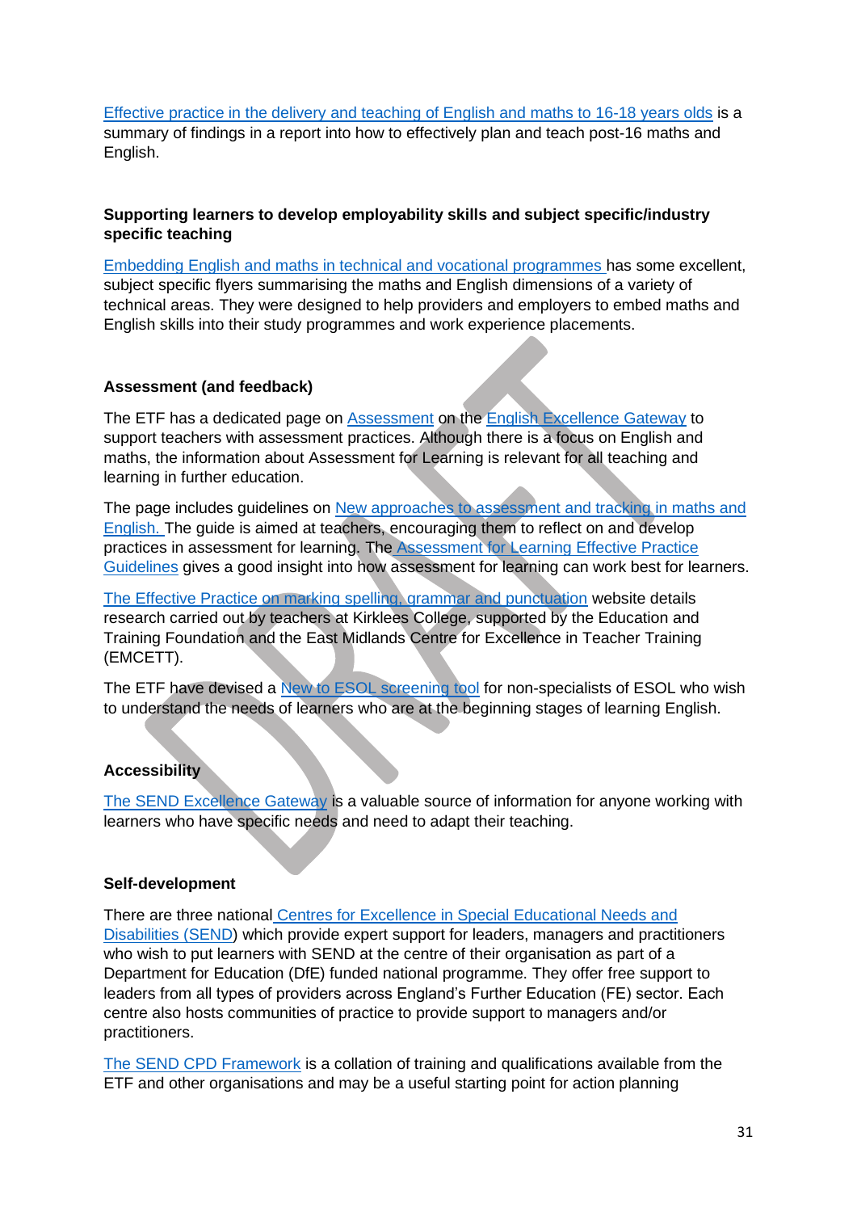Effective practice in the delivery and teaching of English and maths to 16-18 years olds is a summary of findings in a report into how to effectively plan and teach post-16 maths and English.

**Supporting learners to develop employability skills and subject specific/industry specific teaching**

Embedding English and maths in technical and vocational programmes has some excellent, subject specific flyers summarising the maths and English dimensions of a variety of technical areas. They were designed to help providers and employers to embed maths and English skills into their study programmes and work experience placements.

**Assessment (and feedback)**

The ETF has a dedicated page on Assessment on the English Excellence Gateway to support teachers with assessment practices. Although there is a focus on English and maths, the information about Assessment for Learning is relevant for all teaching and learning in further education.

The page includes guidelines on New approaches to assessment and tracking in maths and English. The guide is aimed at teachers, encouraging them to reflect on and develop practices in assessment for learning. The Assessment for Learning Effective Practice Guidelines gives a good insight into how assessment for learning can work best for learners.

The Effective Practice on marking spelling, grammar and punctuation website details research carried out by teachers at Kirklees College, supported by the Education and Training Foundation and the East Midlands Centre for Excellence in Teacher Training (EMCETT).

The ETF have devised a New to ESOL screening tool for non-specialists of ESOL who wish to understand the needs of learners who are at the beginning stages of learning English.

**Accessibility**

The SEND Excellence Gateway is a valuable source of information for anyone working with learners who have specific needs and need to adapt their teaching.

**Self-development**

There are three national Centres for Excellence in Special Educational Needs and Disabilities (SEND) which provide expert support for leaders, managers and practitioners who wish to put learners with SEND at the centre of their organisation as part of a Department for Education (DfE) funded national programme. They offer free support to leaders from all types of providers across England's Further Education (FE) sector. Each centre also hosts communities of practice to provide support to managers and/or practitioners.

The SEND CPD Framework is a collation of training and qualifications available from the ETF and other organisations and may be a useful starting point for action planning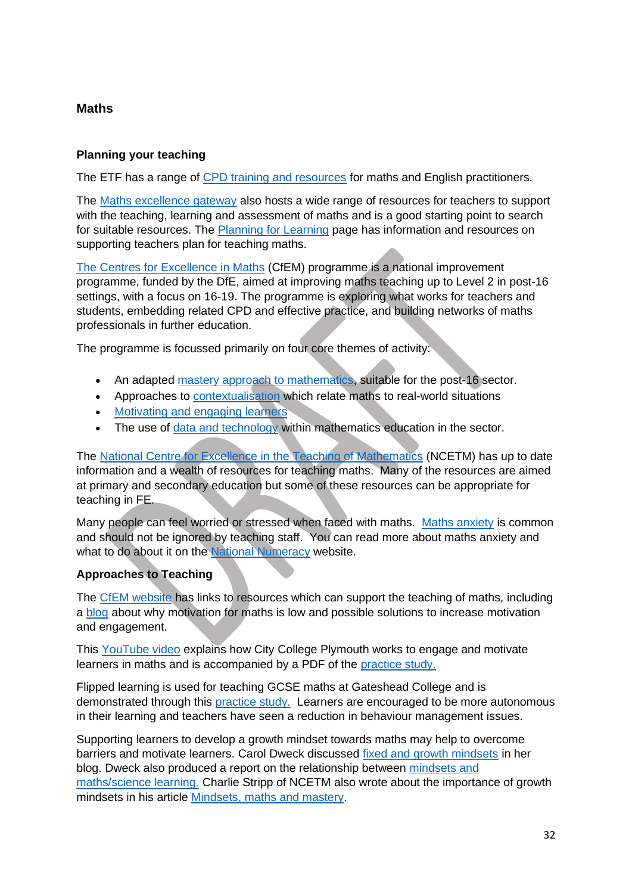## Maths

### Planning your teaching

The ETF has a range of CPD training and resources for maths and English practitioners.

The Maths excellence gateway also hosts a wide range of resources for teachers to support with the teaching, learning and assessment of maths and is a good starting point to search for suitable resources. The Planning for Learning page has information and resources on supporting teachers plan for teaching maths.

The Centres for Excellence in Maths (CfEM) programme is a national improvement programme, funded by the DfE, aimed at improving maths teaching up to Level 2 in post-16 settings, with a focus on 16-19. The programme is exploring what works for teachers and students, embedding related CPD and effective practice, and building networks of maths professionals in further education.

The programme is focussed primarily on four core themes of activity:

- An adapted mastery approach to mathematics, suitable for the post-16 sector.
- Approaches to contextualisation which relate maths to real-world situations
- Motivating and engaging learners
- The use of data and technology within mathematics education in the sector.

The National Centre for Excellence in the Teaching of Mathematics (NCETM) has up to date information and a wealth of resources for teaching maths. Many of the resources are aimed at primary and secondary education but some of these resources can be appropriate for teaching in FE.

Many people can feel worried or stressed when faced with maths. Maths anxiety is common and should not be ignored by teaching staff. You can read more about maths anxiety and what to do about it on the National Numeracy website.

### Approaches to Teaching

The CfEM website has links to resources which can support the teaching of maths, including a blog about why motivation for maths is low and possible solutions to increase motivation and engagement.

This YouTube video explains how City College Plymouth works to engage and motivate learners in maths and is accompanied by a PDF of the practice study.

Flipped learning is used for teaching GCSE maths at Gateshead College and is demonstrated through this practice study. Learners are encouraged to be more autonomous in their learning and teachers have seen a reduction in behaviour management issues.

Supporting learners to develop a growth mindset towards maths may help to overcome barriers and motivate learners. Carol Dweck discussed fixed and growth mindsets in her blog. Dweck also produced a report on the relationship between mindsets and maths/science learning. Charlie Stripp of NCETM also wrote about the importance of growth mindsets in his article Mindsets, maths and mastery.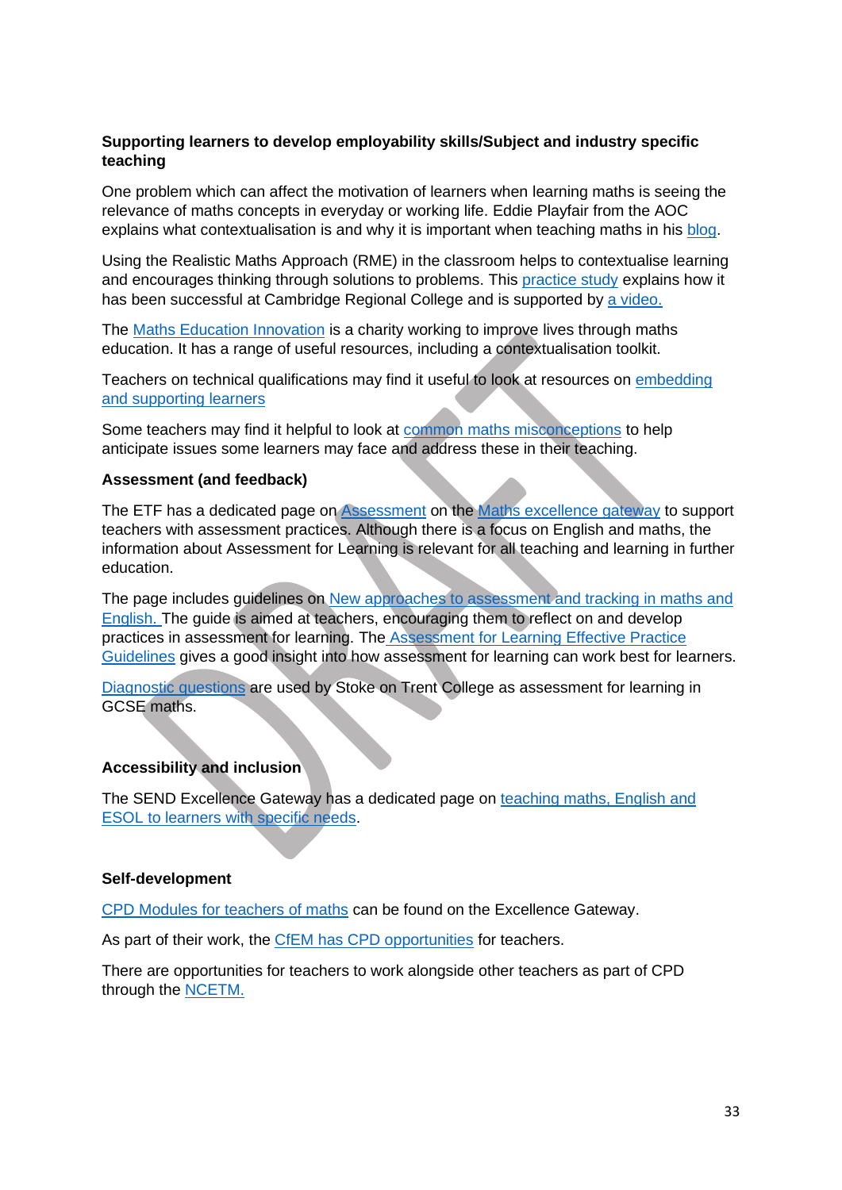**Supporting learners to develop employability skills/Subject and industry specific teaching**

One problem which can affect the motivation of learners when learning maths is seeing the relevance of maths concepts in everyday or working life. Eddie Playfair from the AOC explains what contextualisation is and why it is important when teaching maths in his blog.

Using the Realistic Maths Approach (RME) in the classroom helps to contextualise learning and encourages thinking through solutions to problems. This practice study explains how it has been successful at Cambridge Regional College and is supported by a video.

The Maths Education Innovation is a charity working to improve lives through maths education. It has a range of useful resources, including a contextualisation toolkit.

Teachers on technical qualifications may find it useful to look at resources on embedding and supporting learners

Some teachers may find it helpful to look at common maths misconceptions to help anticipate issues some learners may face and address these in their teaching.

**Assessment (and feedback)**

The ETF has a dedicated page on Assessment on the Maths excellence gateway to support teachers with assessment practices. Although there is a focus on English and maths, the information about Assessment for Learning is relevant for all teaching and learning in further education.

The page includes guidelines on New approaches to assessment and tracking in maths and English. The guide is aimed at teachers, encouraging them to reflect on and develop practices in assessment for learning. The Assessment for Learning Effective Practice Guidelines gives a good insight into how assessment for learning can work best for learners.

Diagnostic questions are used by Stoke on Trent College as assessment for learning in GCSE maths.

**Accessibility and inclusion**

The SEND Excellence Gateway has a dedicated page on teaching maths, English and ESOL to learners with specific needs.

**Self-development**

CPD Modules for teachers of maths can be found on the Excellence Gateway.

As part of their work, the CfEM has CPD opportunities for teachers.

There are opportunities for teachers to work alongside other teachers as part of CPD through the NCETM.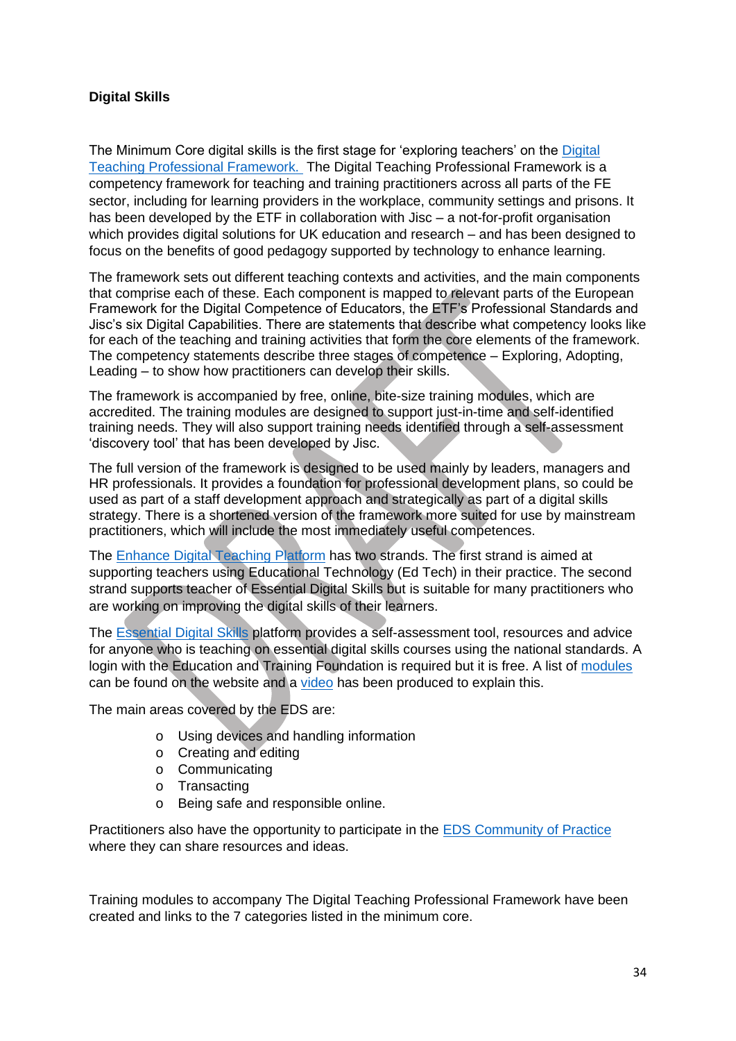**Digital Skills**

The Minimum Core digital skills is the first stage for 'exploring teachers' on the Digital Teaching Professional Framework. The Digital Teaching Professional Framework is a competency framework for teaching and training practitioners across all parts of the FE sector, including for learning providers in the workplace, community settings and prisons. It has been developed by the ETF in collaboration with Jisc – a not-for-profit organisation which provides digital solutions for UK education and research – and has been designed to focus on the benefits of good pedagogy supported by technology to enhance learning.

The framework sets out different teaching contexts and activities, and the main components that comprise each of these. Each component is mapped to relevant parts of the European Framework for the Digital Competence of Educators, the ETF's Professional Standards and Jisc's six Digital Capabilities. There are statements that describe what competency looks like for each of the teaching and training activities that form the core elements of the framework. The competency statements describe three stages of competence – Exploring, Adopting, Leading – to show how practitioners can develop their skills.

The framework is accompanied by free, online, bite-size training modules, which are accredited. The training modules are designed to support just-in-time and self-identified training needs. They will also support training needs identified through a self-assessment 'discovery tool' that has been developed by Jisc.

The full version of the framework is designed to be used mainly by leaders, managers and HR professionals. It provides a foundation for professional development plans, so could be used as part of a staff development approach and strategically as part of a digital skills strategy. There is a shortened version of the framework more suited for use by mainstream practitioners, which will include the most immediately useful competences.

The Enhance Digital Teaching Platform has two strands. The first strand is aimed at supporting teachers using Educational Technology (Ed Tech) in their practice. The second strand supports teacher of Essential Digital Skills but is suitable for many practitioners who are working on improving the digital skills of their learners.

The Essential Digital Skills platform provides a self-assessment tool, resources and advice for anyone who is teaching on essential digital skills courses using the national standards. A login with the Education and Training Foundation is required but it is free. A list of modules can be found on the website and a video has been produced to explain this.

The main areas covered by the EDS are:

- Using devices and handling information
- Creating and editing
- Communicating
- Transacting
- Being safe and responsible online.

Practitioners also have the opportunity to participate in the EDS Community of Practice where they can share resources and ideas.

Training modules to accompany The Digital Teaching Professional Framework have been created and links to the 7 categories listed in the minimum core.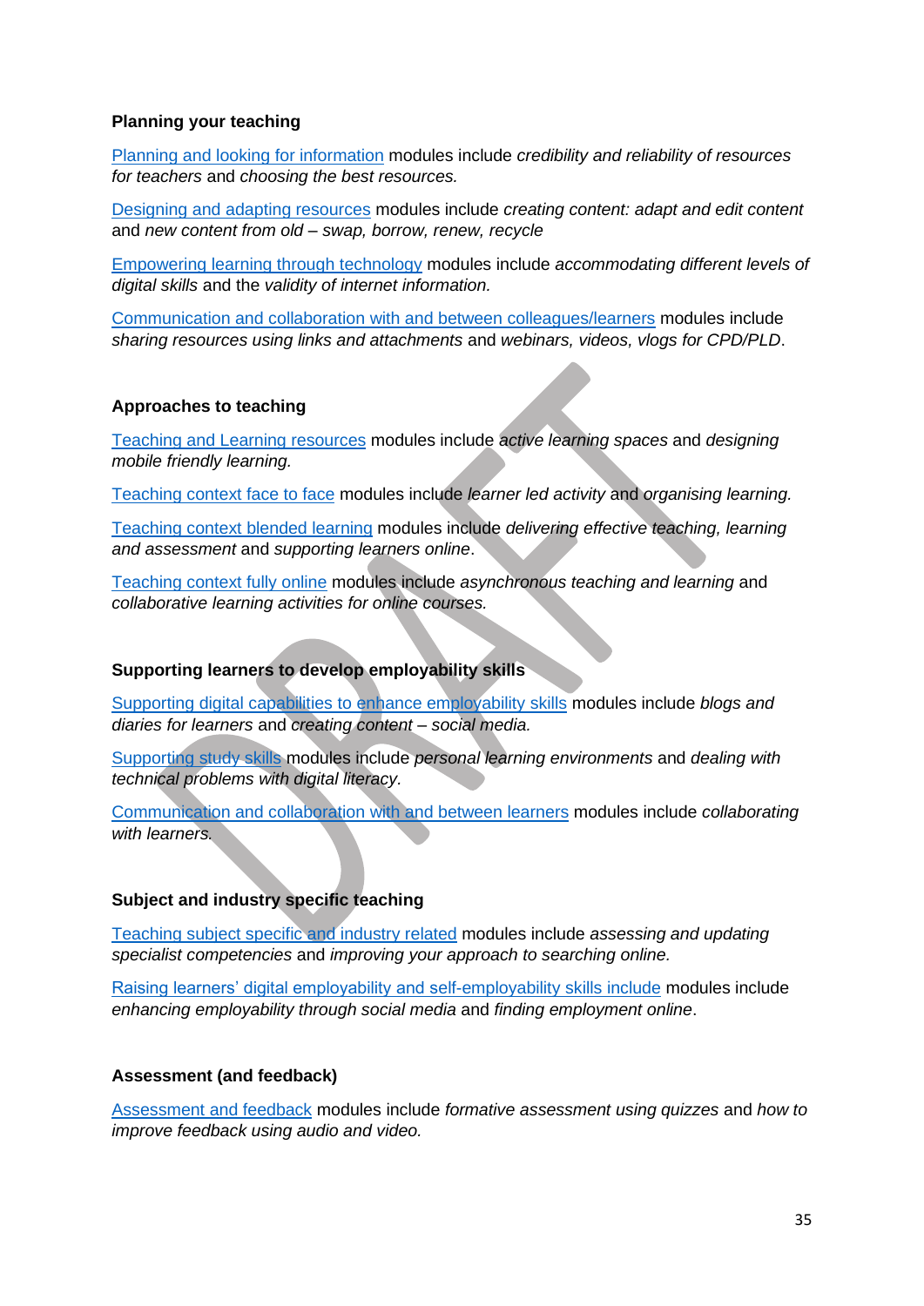**Planning your teaching**

Planning and looking for information modules include *credibility and reliability of resources for teachers* and *choosing the best resources.*

Designing and adapting resources modules include *creating content: adapt and edit content* and *new content from old – swap, borrow, renew, recycle*

Empowering learning through technology modules include *accommodating different levels of digital skills* and the *validity of internet information.*

Communication and collaboration with and between colleagues/learners modules include *sharing resources using links and attachments* and *webinars, videos, vlogs for CPD/PLD*.

**Approaches to teaching**

Teaching and Learning resources modules include *active learning spaces* and *designing mobile friendly learning.*

Teaching context face to face modules include *learner led activity* and *organising learning.*

Teaching context blended learning modules include *delivering effective teaching, learning and assessment* and *supporting learners online*.

Teaching context fully online modules include *asynchronous teaching and learning* and *collaborative learning activities for online courses.*

**Supporting learners to develop employability skills**

Supporting digital capabilities to enhance employability skills modules include *blogs and diaries for learners* and *creating content – social media.*

Supporting study skills modules include *personal learning environments* and *dealing with technical problems with digital literacy.*

Communication and collaboration with and between learners modules include *collaborating with learners.*

**Subject and industry specific teaching**

Teaching subject specific and industry related modules include *assessing and updating specialist competencies* and *improving your approach to searching online.*

Raising learners' digital employability and self-employability skills include modules include *enhancing employability through social media* and *finding employment online*.

**Assessment (and feedback)**

Assessment and feedback modules include *formative assessment using quizzes* and *how to improve feedback using audio and video.*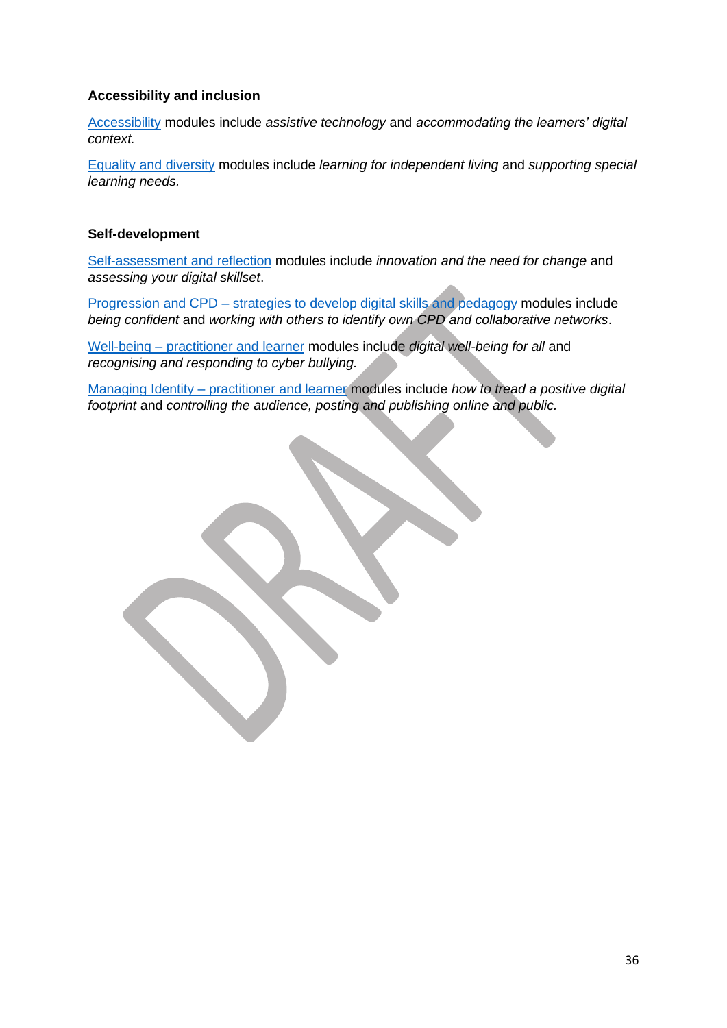**Accessibility and inclusion**

[Accessibility](#) modules include *assistive technology* and *accommodating the learners' digital context.*

[Equality and diversity](#) modules include *learning for independent living* and *supporting special learning needs.*

**Self-development**

[Self-assessment and reflection](#) modules include *innovation and the need for change* and *assessing your digital skillset*.

[Progression and CPD – strategies to develop digital skills and pedagogy](#) modules include *being confident* and *working with others to identify own CPD and collaborative networks*.

[Well-being – practitioner and learner](#) modules include *digital well-being for all* and *recognising and responding to cyber bullying.*

[Managing Identity – practitioner and learner](#) modules include *how to tread a positive digital footprint* and *controlling the audience, posting and publishing online and public.*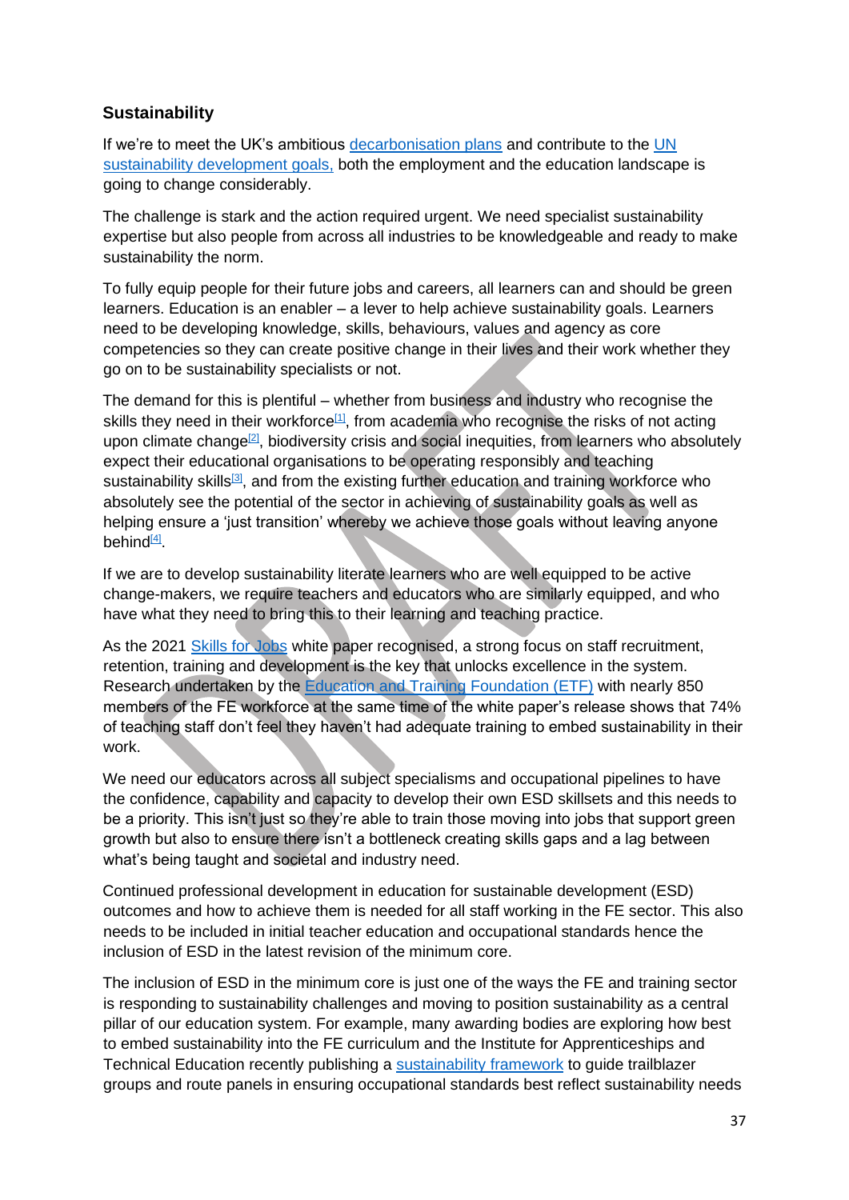## Sustainability

If we're to meet the UK's ambitious decarbonisation plans and contribute to the UN sustainability development goals, both the employment and the education landscape is going to change considerably.

The challenge is stark and the action required urgent. We need specialist sustainability expertise but also people from across all industries to be knowledgeable and ready to make sustainability the norm.

To fully equip people for their future jobs and careers, all learners can and should be green learners. Education is an enabler – a lever to help achieve sustainability goals. Learners need to be developing knowledge, skills, behaviours, values and agency as core competencies so they can create positive change in their lives and their work whether they go on to be sustainability specialists or not.

The demand for this is plentiful – whether from business and industry who recognise the skills they need in their workforce[1], from academia who recognise the risks of not acting upon climate change[2], biodiversity crisis and social inequities, from learners who absolutely expect their educational organisations to be operating responsibly and teaching sustainability skills[3], and from the existing further education and training workforce who absolutely see the potential of the sector in achieving of sustainability goals as well as helping ensure a 'just transition' whereby we achieve those goals without leaving anyone behind[4].

If we are to develop sustainability literate learners who are well equipped to be active change-makers, we require teachers and educators who are similarly equipped, and who have what they need to bring this to their learning and teaching practice.

As the 2021 Skills for Jobs white paper recognised, a strong focus on staff recruitment, retention, training and development is the key that unlocks excellence in the system. Research undertaken by the Education and Training Foundation (ETF) with nearly 850 members of the FE workforce at the same time of the white paper's release shows that 74% of teaching staff don't feel they haven't had adequate training to embed sustainability in their work.

We need our educators across all subject specialisms and occupational pipelines to have the confidence, capability and capacity to develop their own ESD skillsets and this needs to be a priority. This isn't just so they're able to train those moving into jobs that support green growth but also to ensure there isn't a bottleneck creating skills gaps and a lag between what's being taught and societal and industry need.

Continued professional development in education for sustainable development (ESD) outcomes and how to achieve them is needed for all staff working in the FE sector. This also needs to be included in initial teacher education and occupational standards hence the inclusion of ESD in the latest revision of the minimum core.

The inclusion of ESD in the minimum core is just one of the ways the FE and training sector is responding to sustainability challenges and moving to position sustainability as a central pillar of our education system. For example, many awarding bodies are exploring how best to embed sustainability into the FE curriculum and the Institute for Apprenticeships and Technical Education recently publishing a sustainability framework to guide trailblazer groups and route panels in ensuring occupational standards best reflect sustainability needs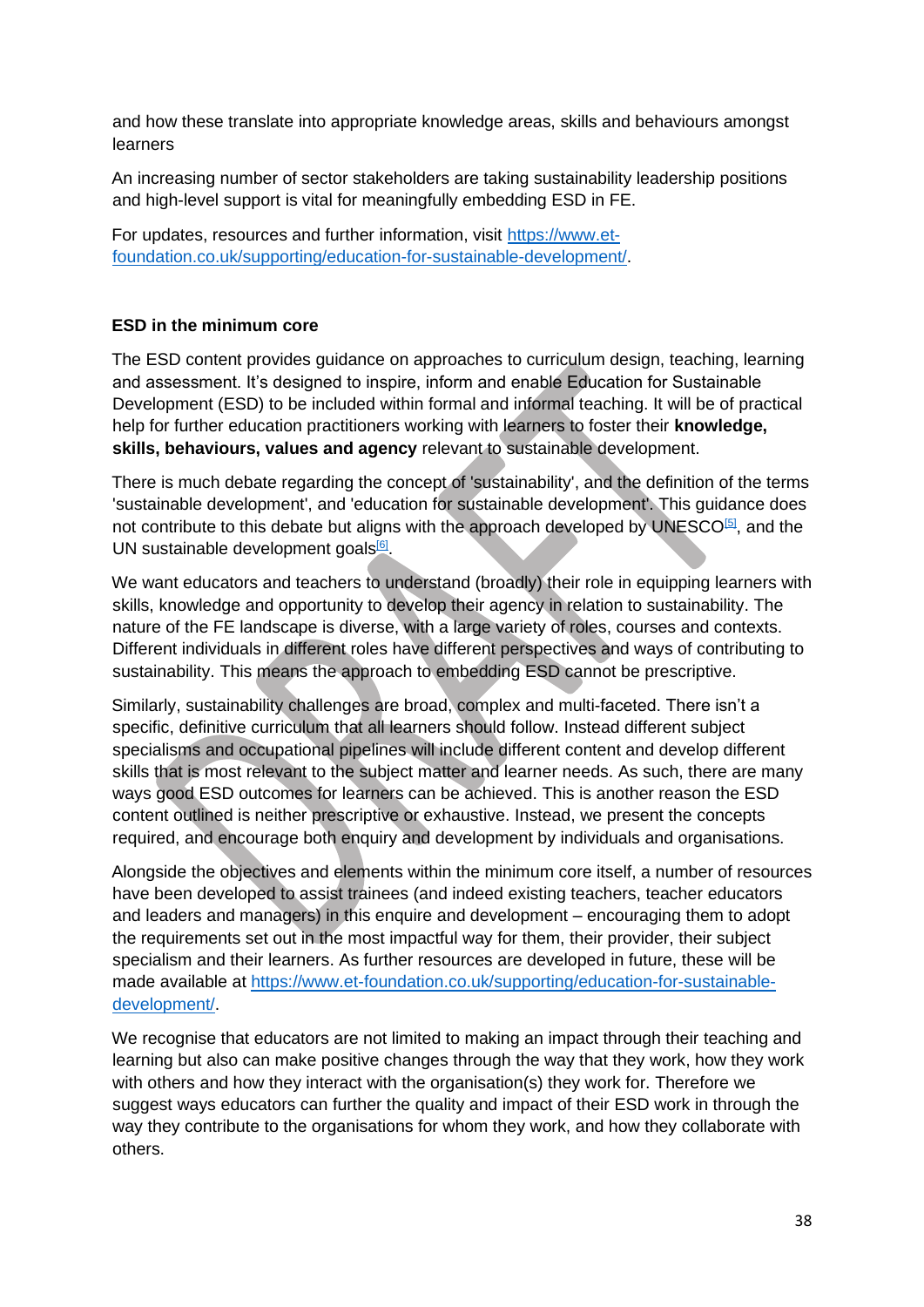and how these translate into appropriate knowledge areas, skills and behaviours amongst learners

An increasing number of sector stakeholders are taking sustainability leadership positions and high-level support is vital for meaningfully embedding ESD in FE.

For updates, resources and further information, visit [https://www.et-foundation.co.uk/supporting/education-for-sustainable-development/](https://www.et-foundation.co.uk/supporting/education-for-sustainable-development/).

### ESD in the minimum core

The ESD content provides guidance on approaches to curriculum design, teaching, learning and assessment. It's designed to inspire, inform and enable Education for Sustainable Development (ESD) to be included within formal and informal teaching. It will be of practical help for further education practitioners working with learners to foster their **knowledge, skills, behaviours, values and agency** relevant to sustainable development.

There is much debate regarding the concept of 'sustainability', and the definition of the terms 'sustainable development', and 'education for sustainable development'. This guidance does not contribute to this debate but aligns with the approach developed by UNESCO[5], and the UN sustainable development goals[6].

We want educators and teachers to understand (broadly) their role in equipping learners with skills, knowledge and opportunity to develop their agency in relation to sustainability. The nature of the FE landscape is diverse, with a large variety of roles, courses and contexts. Different individuals in different roles have different perspectives and ways of contributing to sustainability. This means the approach to embedding ESD cannot be prescriptive.

Similarly, sustainability challenges are broad, complex and multi-faceted. There isn't a specific, definitive curriculum that all learners should follow. Instead different subject specialisms and occupational pipelines will include different content and develop different skills that is most relevant to the subject matter and learner needs. As such, there are many ways good ESD outcomes for learners can be achieved. This is another reason the ESD content outlined is neither prescriptive or exhaustive. Instead, we present the concepts required, and encourage both enquiry and development by individuals and organisations.

Alongside the objectives and elements within the minimum core itself, a number of resources have been developed to assist trainees (and indeed existing teachers, teacher educators and leaders and managers) in this enquire and development – encouraging them to adopt the requirements set out in the most impactful way for them, their provider, their subject specialism and their learners. As further resources are developed in future, these will be made available at [https://www.et-foundation.co.uk/supporting/education-for-sustainable-development/](https://www.et-foundation.co.uk/supporting/education-for-sustainable-development/).

We recognise that educators are not limited to making an impact through their teaching and learning but also can make positive changes through the way that they work, how they work with others and how they interact with the organisation(s) they work for. Therefore we suggest ways educators can further the quality and impact of their ESD work in through the way they contribute to the organisations for whom they work, and how they collaborate with others.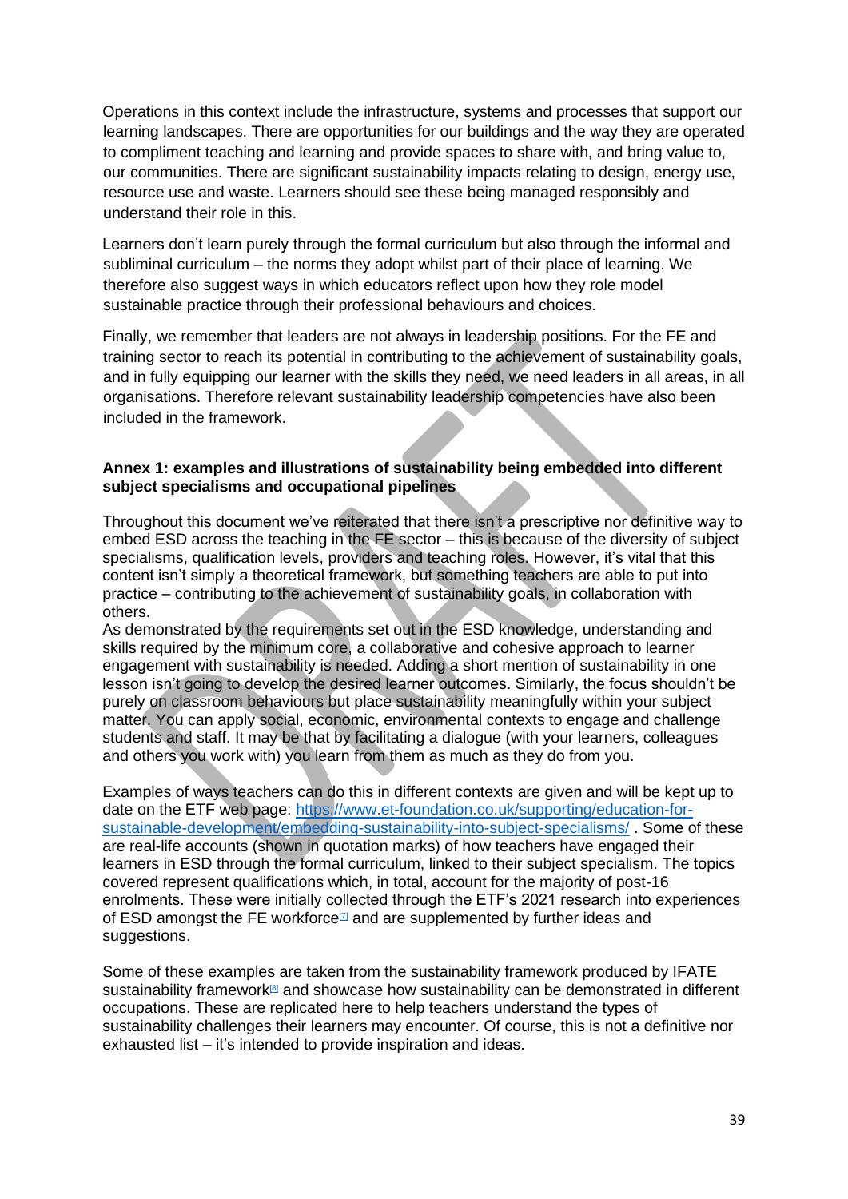Operations in this context include the infrastructure, systems and processes that support our learning landscapes. There are opportunities for our buildings and the way they are operated to compliment teaching and learning and provide spaces to share with, and bring value to, our communities. There are significant sustainability impacts relating to design, energy use, resource use and waste. Learners should see these being managed responsibly and understand their role in this.

Learners don't learn purely through the formal curriculum but also through the informal and subliminal curriculum – the norms they adopt whilst part of their place of learning. We therefore also suggest ways in which educators reflect upon how they role model sustainable practice through their professional behaviours and choices.

Finally, we remember that leaders are not always in leadership positions. For the FE and training sector to reach its potential in contributing to the achievement of sustainability goals, and in fully equipping our learner with the skills they need, we need leaders in all areas, in all organisations. Therefore relevant sustainability leadership competencies have also been included in the framework.

**Annex 1: examples and illustrations of sustainability being embedded into different subject specialisms and occupational pipelines**

Throughout this document we've reiterated that there isn't a prescriptive nor definitive way to embed ESD across the teaching in the FE sector – this is because of the diversity of subject specialisms, qualification levels, providers and teaching roles. However, it's vital that this content isn't simply a theoretical framework, but something teachers are able to put into practice – contributing to the achievement of sustainability goals, in collaboration with others.

As demonstrated by the requirements set out in the ESD knowledge, understanding and skills required by the minimum core, a collaborative and cohesive approach to learner engagement with sustainability is needed. Adding a short mention of sustainability in one lesson isn't going to develop the desired learner outcomes. Similarly, the focus shouldn't be purely on classroom behaviours but place sustainability meaningfully within your subject matter. You can apply social, economic, environmental contexts to engage and challenge students and staff. It may be that by facilitating a dialogue (with your learners, colleagues and others you work with) you learn from them as much as they do from you.

Examples of ways teachers can do this in different contexts are given and will be kept up to date on the ETF web page: https://www.et-foundation.co.uk/supporting/education-for-sustainable-development/embedding-sustainability-into-subject-specialisms/ . Some of these are real-life accounts (shown in quotation marks) of how teachers have engaged their learners in ESD through the formal curriculum, linked to their subject specialism. The topics covered represent qualifications which, in total, account for the majority of post-16 enrolments. These were initially collected through the ETF's 2021 research into experiences of ESD amongst the FE workforce[7] and are supplemented by further ideas and suggestions.

Some of these examples are taken from the sustainability framework produced by IFATE sustainability framework[8] and showcase how sustainability can be demonstrated in different occupations. These are replicated here to help teachers understand the types of sustainability challenges their learners may encounter. Of course, this is not a definitive nor exhausted list – it's intended to provide inspiration and ideas.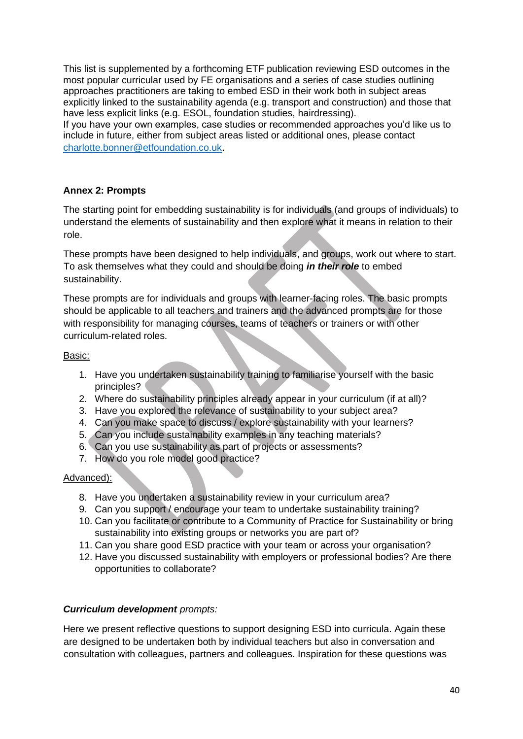This list is supplemented by a forthcoming ETF publication reviewing ESD outcomes in the most popular curricular used by FE organisations and a series of case studies outlining approaches practitioners are taking to embed ESD in their work both in subject areas explicitly linked to the sustainability agenda (e.g. transport and construction) and those that have less explicit links (e.g. ESOL, foundation studies, hairdressing).
If you have your own examples, case studies or recommended approaches you'd like us to include in future, either from subject areas listed or additional ones, please contact [charlotte.bonner@etfoundation.co.uk](mailto:charlotte.bonner@etfoundation.co.uk).

## Annex 2: Prompts

The starting point for embedding sustainability is for individuals (and groups of individuals) to understand the elements of sustainability and then explore what it means in relation to their role.

These prompts have been designed to help individuals, and groups, work out where to start. To ask themselves what they could and should be doing ***in their role*** to embed sustainability.

These prompts are for individuals and groups with learner-facing roles. The basic prompts should be applicable to all teachers and trainers and the advanced prompts are for those with responsibility for managing courses, teams of teachers or trainers or with other curriculum-related roles.

<u>Basic:</u>

1. Have you undertaken sustainability training to familiarise yourself with the basic principles?
2. Where do sustainability principles already appear in your curriculum (if at all)?
3. Have you explored the relevance of sustainability to your subject area?
4. Can you make space to discuss / explore sustainability with your learners?
5. Can you include sustainability examples in any teaching materials?
6. Can you use sustainability as part of projects or assessments?
7. How do you role model good practice?

<u>Advanced):</u>

8. Have you undertaken a sustainability review in your curriculum area?
9. Can you support / encourage your team to undertake sustainability training?
10. Can you facilitate or contribute to a Community of Practice for Sustainability or bring sustainability into existing groups or networks you are part of?
11. Can you share good ESD practice with your team or across your organisation?
12. Have you discussed sustainability with employers or professional bodies? Are there opportunities to collaborate?

***Curriculum development*** *prompts:*

Here we present reflective questions to support designing ESD into curricula. Again these are designed to be undertaken both by individual teachers but also in conversation and consultation with colleagues, partners and colleagues. Inspiration for these questions was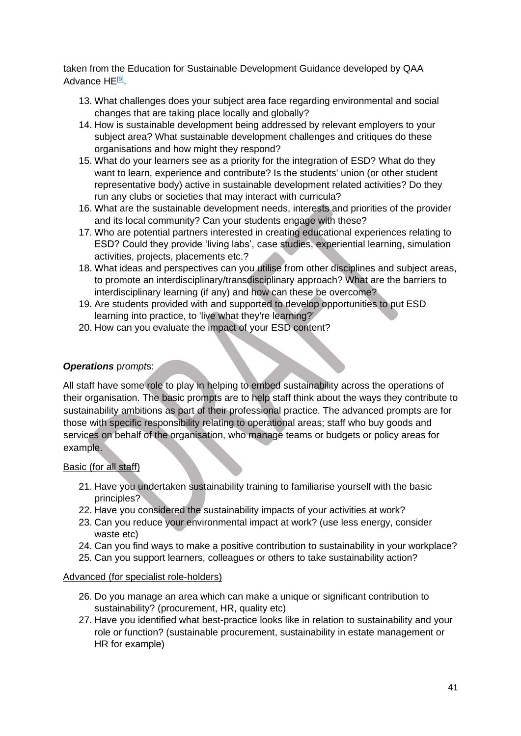taken from the Education for Sustainable Development Guidance developed by QAA Advance HE[9].

13. What challenges does your subject area face regarding environmental and social changes that are taking place locally and globally?
14. How is sustainable development being addressed by relevant employers to your subject area? What sustainable development challenges and critiques do these organisations and how might they respond?
15. What do your learners see as a priority for the integration of ESD? What do they want to learn, experience and contribute? Is the students' union (or other student representative body) active in sustainable development related activities? Do they run any clubs or societies that may interact with curricula?
16. What are the sustainable development needs, interests and priorities of the provider and its local community? Can your students engage with these?
17. Who are potential partners interested in creating educational experiences relating to ESD? Could they provide 'living labs', case studies, experiential learning, simulation activities, projects, placements etc.?
18. What ideas and perspectives can you utilise from other disciplines and subject areas, to promote an interdisciplinary/transdisciplinary approach? What are the barriers to interdisciplinary learning (if any) and how can these be overcome?
19. Are students provided with and supported to develop opportunities to put ESD learning into practice, to 'live what they're learning?'
20. How can you evaluate the impact of your ESD content?

***Operations** prompts*:

All staff have some role to play in helping to embed sustainability across the operations of their organisation. The basic prompts are to help staff think about the ways they contribute to sustainability ambitions as part of their professional practice. The advanced prompts are for those with specific responsibility relating to operational areas; staff who buy goods and services on behalf of the organisation, who manage teams or budgets or policy areas for example.

Basic (for all staff)

21. Have you undertaken sustainability training to familiarise yourself with the basic principles?
22. Have you considered the sustainability impacts of your activities at work?
23. Can you reduce your environmental impact at work? (use less energy, consider waste etc)
24. Can you find ways to make a positive contribution to sustainability in your workplace?
25. Can you support learners, colleagues or others to take sustainability action?

Advanced (for specialist role-holders)

26. Do you manage an area which can make a unique or significant contribution to sustainability? (procurement, HR, quality etc)
27. Have you identified what best-practice looks like in relation to sustainability and your role or function? (sustainable procurement, sustainability in estate management or HR for example)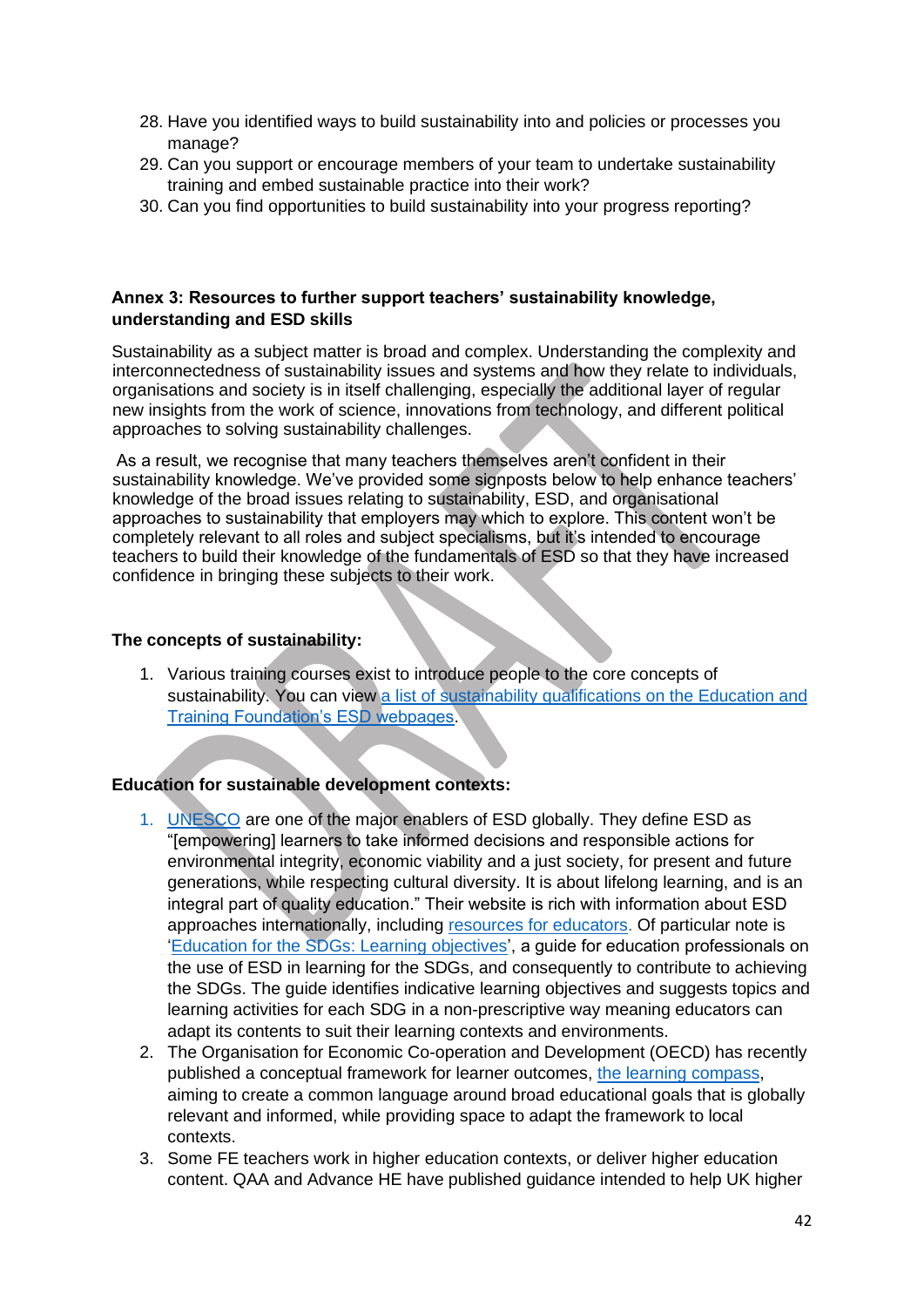28. Have you identified ways to build sustainability into and policies or processes you manage?
29. Can you support or encourage members of your team to undertake sustainability training and embed sustainable practice into their work?
30. Can you find opportunities to build sustainability into your progress reporting?

**Annex 3: Resources to further support teachers' sustainability knowledge, understanding and ESD skills**

Sustainability as a subject matter is broad and complex. Understanding the complexity and interconnectedness of sustainability issues and systems and how they relate to individuals, organisations and society is in itself challenging, especially the additional layer of regular new insights from the work of science, innovations from technology, and different political approaches to solving sustainability challenges.

As a result, we recognise that many teachers themselves aren't confident in their sustainability knowledge. We've provided some signposts below to help enhance teachers' knowledge of the broad issues relating to sustainability, ESD, and organisational approaches to sustainability that employers may which to explore. This content won't be completely relevant to all roles and subject specialisms, but it's intended to encourage teachers to build their knowledge of the fundamentals of ESD so that they have increased confidence in bringing these subjects to their work.

**The concepts of sustainability:**

1. Various training courses exist to introduce people to the core concepts of sustainability. You can view a list of sustainability qualifications on the Education and Training Foundation's ESD webpages.

**Education for sustainable development contexts:**

1. UNESCO are one of the major enablers of ESD globally. They define ESD as "[empowering] learners to take informed decisions and responsible actions for environmental integrity, economic viability and a just society, for present and future generations, while respecting cultural diversity. It is about lifelong learning, and is an integral part of quality education." Their website is rich with information about ESD approaches internationally, including resources for educators. Of particular note is 'Education for the SDGs: Learning objectives', a guide for education professionals on the use of ESD in learning for the SDGs, and consequently to contribute to achieving the SDGs. The guide identifies indicative learning objectives and suggests topics and learning activities for each SDG in a non-prescriptive way meaning educators can adapt its contents to suit their learning contexts and environments.
2. The Organisation for Economic Co-operation and Development (OECD) has recently published a conceptual framework for learner outcomes, the learning compass, aiming to create a common language around broad educational goals that is globally relevant and informed, while providing space to adapt the framework to local contexts.
3. Some FE teachers work in higher education contexts, or deliver higher education content. QAA and Advance HE have published guidance intended to help UK higher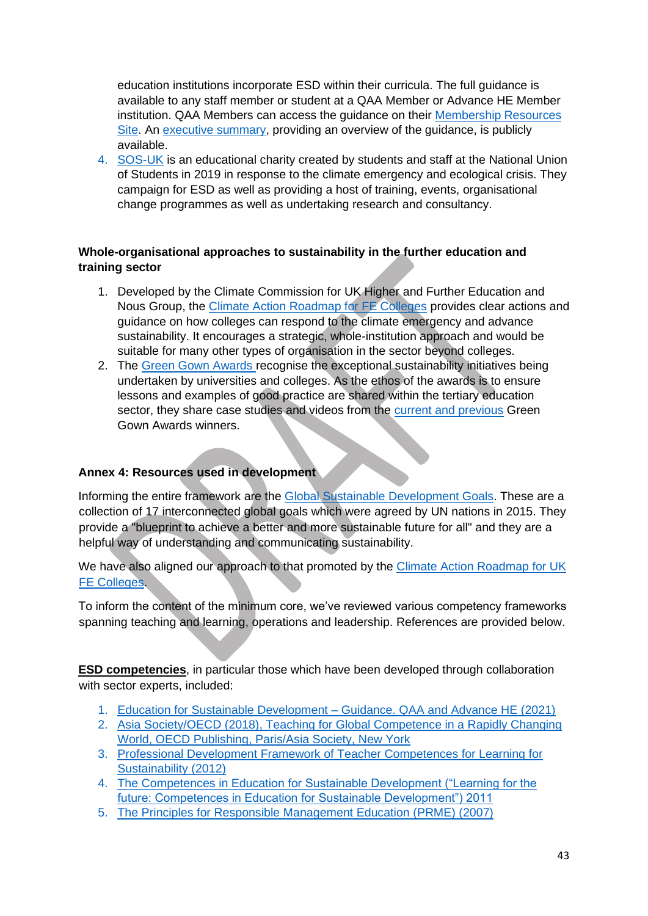education institutions incorporate ESD within their curricula. The full guidance is available to any staff member or student at a QAA Member or Advance HE Member institution. QAA Members can access the guidance on their Membership Resources Site. An executive summary, providing an overview of the guidance, is publicly available.

4. SOS-UK is an educational charity created by students and staff at the National Union of Students in 2019 in response to the climate emergency and ecological crisis. They campaign for ESD as well as providing a host of training, events, organisational change programmes as well as undertaking research and consultancy.

**Whole-organisational approaches to sustainability in the further education and training sector**

1. Developed by the Climate Commission for UK Higher and Further Education and Nous Group, the Climate Action Roadmap for FE Colleges provides clear actions and guidance on how colleges can respond to the climate emergency and advance sustainability. It encourages a strategic, whole-institution approach and would be suitable for many other types of organisation in the sector beyond colleges.
2. The Green Gown Awards recognise the exceptional sustainability initiatives being undertaken by universities and colleges. As the ethos of the awards is to ensure lessons and examples of good practice are shared within the tertiary education sector, they share case studies and videos from the current and previous Green Gown Awards winners.

**Annex 4: Resources used in development**

Informing the entire framework are the Global Sustainable Development Goals. These are a collection of 17 interconnected global goals which were agreed by UN nations in 2015. They provide a "blueprint to achieve a better and more sustainable future for all" and they are a helpful way of understanding and communicating sustainability.

We have also aligned our approach to that promoted by the Climate Action Roadmap for UK FE Colleges.

To inform the content of the minimum core, we've reviewed various competency frameworks spanning teaching and learning, operations and leadership. References are provided below.

**ESD competencies**, in particular those which have been developed through collaboration with sector experts, included:

1. Education for Sustainable Development – Guidance. QAA and Advance HE (2021)
2. Asia Society/OECD (2018), Teaching for Global Competence in a Rapidly Changing World, OECD Publishing, Paris/Asia Society, New York
3. Professional Development Framework of Teacher Competences for Learning for Sustainability (2012)
4. The Competences in Education for Sustainable Development ("Learning for the future: Competences in Education for Sustainable Development") 2011
5. The Principles for Responsible Management Education (PRME) (2007)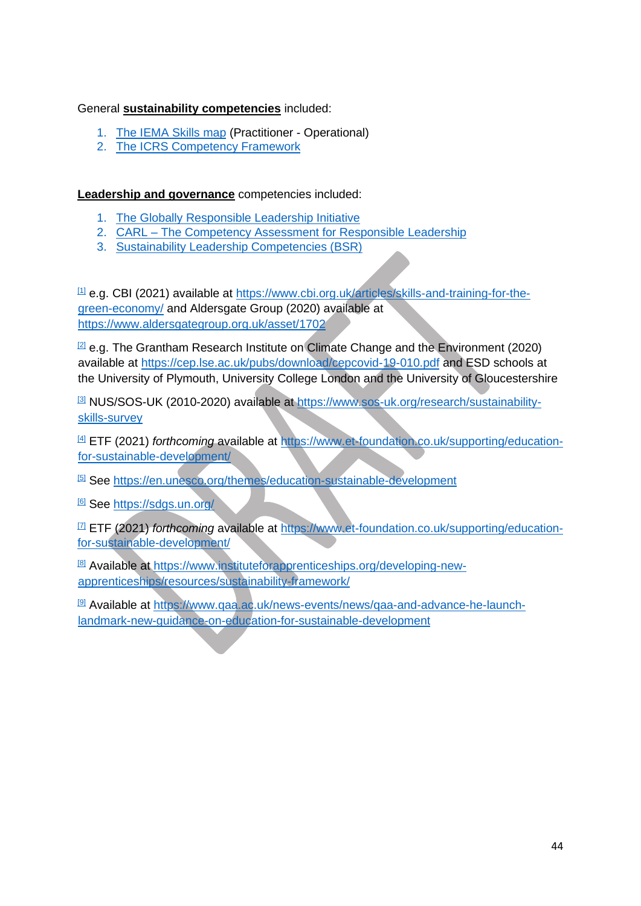General **sustainability competencies** included:

1. The IEMA Skills map (Practitioner - Operational)
2. The ICRS Competency Framework

**Leadership and governance** competencies included:

1. The Globally Responsible Leadership Initiative
2. CARL – The Competency Assessment for Responsible Leadership
3. Sustainability Leadership Competencies (BSR)

[1] e.g. CBI (2021) available at https://www.cbi.org.uk/articles/skills-and-training-for-the-green-economy/ and Aldersgate Group (2020) available at https://www.aldersgategroup.org.uk/asset/1702

[2] e.g. The Grantham Research Institute on Climate Change and the Environment (2020) available at https://cep.lse.ac.uk/pubs/download/cepcovid-19-010.pdf and ESD schools at the University of Plymouth, University College London and the University of Gloucestershire

[3] NUS/SOS-UK (2010-2020) available at https://www.sos-uk.org/research/sustainability-skills-survey

[4] ETF (2021) *forthcoming* available at https://www.et-foundation.co.uk/supporting/education-for-sustainable-development/

[5] See https://en.unesco.org/themes/education-sustainable-development

[6] See https://sdgs.un.org/

[7] ETF (2021) *forthcoming* available at https://www.et-foundation.co.uk/supporting/education-for-sustainable-development/

[8] Available at https://www.instituteforapprenticeships.org/developing-new-apprenticeships/resources/sustainability-framework/

[9] Available at https://www.qaa.ac.uk/news-events/news/qaa-and-advance-he-launch-landmark-new-guidance-on-education-for-sustainable-development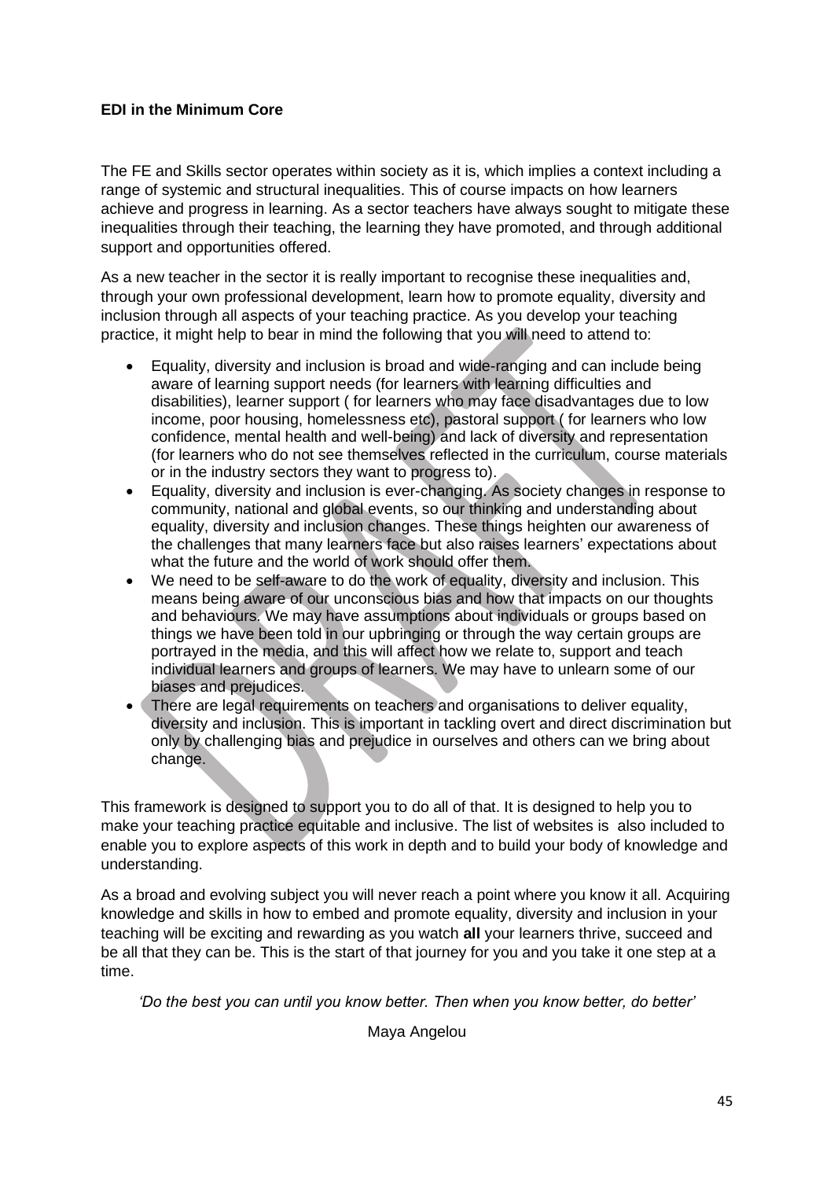**EDI in the Minimum Core**

The FE and Skills sector operates within society as it is, which implies a context including a range of systemic and structural inequalities. This of course impacts on how learners achieve and progress in learning. As a sector teachers have always sought to mitigate these inequalities through their teaching, the learning they have promoted, and through additional support and opportunities offered.

As a new teacher in the sector it is really important to recognise these inequalities and, through your own professional development, learn how to promote equality, diversity and inclusion through all aspects of your teaching practice. As you develop your teaching practice, it might help to bear in mind the following that you will need to attend to:

- Equality, diversity and inclusion is broad and wide-ranging and can include being aware of learning support needs (for learners with learning difficulties and disabilities), learner support ( for learners who may face disadvantages due to low income, poor housing, homelessness etc), pastoral support ( for learners who low confidence, mental health and well-being) and lack of diversity and representation (for learners who do not see themselves reflected in the curriculum, course materials or in the industry sectors they want to progress to).
- Equality, diversity and inclusion is ever-changing. As society changes in response to community, national and global events, so our thinking and understanding about equality, diversity and inclusion changes. These things heighten our awareness of the challenges that many learners face but also raises learners' expectations about what the future and the world of work should offer them.
- We need to be self-aware to do the work of equality, diversity and inclusion. This means being aware of our unconscious bias and how that impacts on our thoughts and behaviours. We may have assumptions about individuals or groups based on things we have been told in our upbringing or through the way certain groups are portrayed in the media, and this will affect how we relate to, support and teach individual learners and groups of learners. We may have to unlearn some of our biases and prejudices.
- There are legal requirements on teachers and organisations to deliver equality, diversity and inclusion. This is important in tackling overt and direct discrimination but only by challenging bias and prejudice in ourselves and others can we bring about change.

This framework is designed to support you to do all of that. It is designed to help you to make your teaching practice equitable and inclusive. The list of websites is also included to enable you to explore aspects of this work in depth and to build your body of knowledge and understanding.

As a broad and evolving subject you will never reach a point where you know it all. Acquiring knowledge and skills in how to embed and promote equality, diversity and inclusion in your teaching will be exciting and rewarding as you watch **all** your learners thrive, succeed and be all that they can be. This is the start of that journey for you and you take it one step at a time.

*'Do the best you can until you know better. Then when you know better, do better'*

Maya Angelou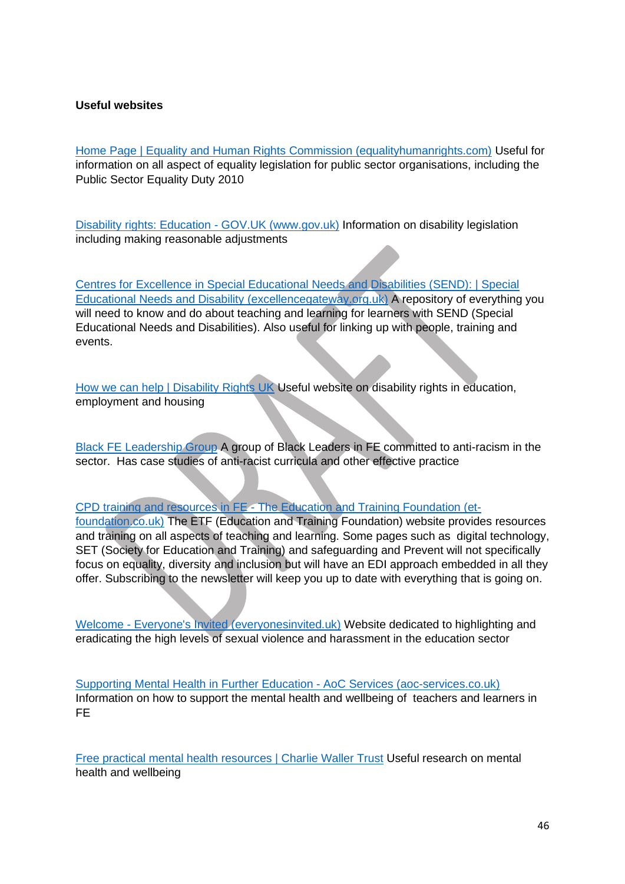**Useful websites**

Home Page | Equality and Human Rights Commission (equalityhumanrights.com) Useful for information on all aspect of equality legislation for public sector organisations, including the Public Sector Equality Duty 2010

Disability rights: Education - GOV.UK (www.gov.uk) Information on disability legislation including making reasonable adjustments

Centres for Excellence in Special Educational Needs and Disabilities (SEND): | Special Educational Needs and Disability (excellencegateway.org.uk) A repository of everything you will need to know and do about teaching and learning for learners with SEND (Special Educational Needs and Disabilities). Also useful for linking up with people, training and events.

How we can help | Disability Rights UK Useful website on disability rights in education, employment and housing

Black FE Leadership Group A group of Black Leaders in FE committed to anti-racism in the sector. Has case studies of anti-racist curricula and other effective practice

CPD training and resources in FE - The Education and Training Foundation (et-foundation.co.uk) The ETF (Education and Training Foundation) website provides resources and training on all aspects of teaching and learning. Some pages such as digital technology, SET (Society for Education and Training) and safeguarding and Prevent will not specifically focus on equality, diversity and inclusion but will have an EDI approach embedded in all they offer. Subscribing to the newsletter will keep you up to date with everything that is going on.

Welcome - Everyone's Invited (everyonesinvited.uk) Website dedicated to highlighting and eradicating the high levels of sexual violence and harassment in the education sector

Supporting Mental Health in Further Education - AoC Services (aoc-services.co.uk) Information on how to support the mental health and wellbeing of teachers and learners in FE

Free practical mental health resources | Charlie Waller Trust Useful research on mental health and wellbeing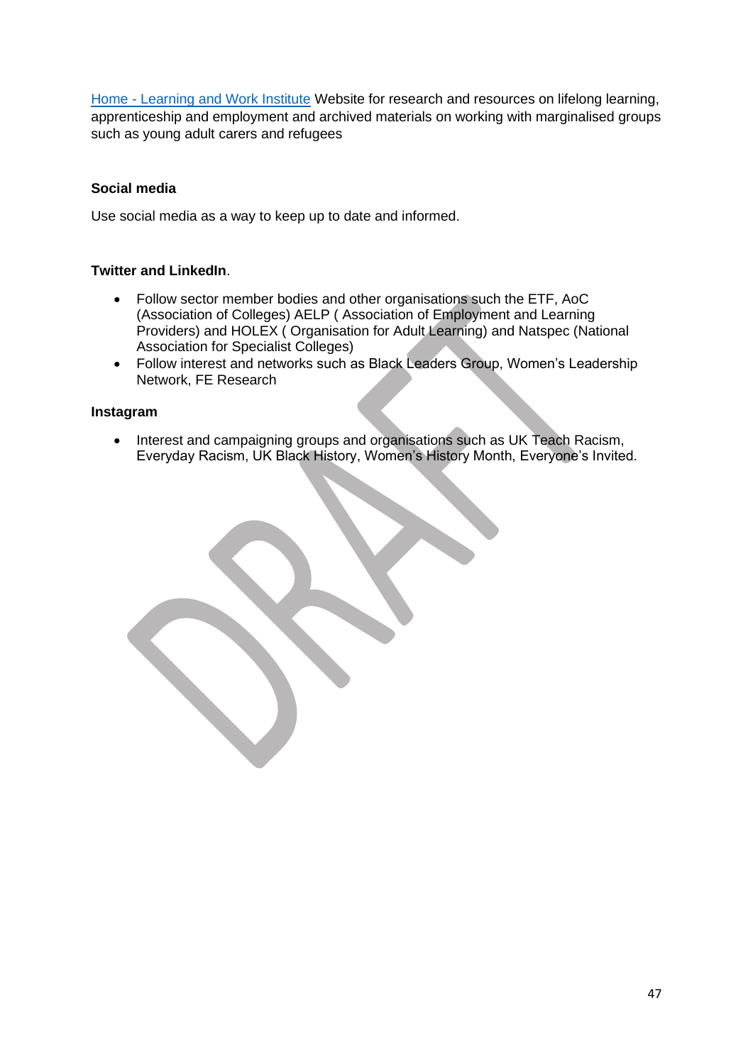[Home - Learning and Work Institute] Website for research and resources on lifelong learning, apprenticeship and employment and archived materials on working with marginalised groups such as young adult carers and refugees

**Social media**

Use social media as a way to keep up to date and informed.

**Twitter and LinkedIn**.

- Follow sector member bodies and other organisations such the ETF, AoC (Association of Colleges) AELP ( Association of Employment and Learning Providers) and HOLEX ( Organisation for Adult Learning) and Natspec (National Association for Specialist Colleges)
- Follow interest and networks such as Black Leaders Group, Women's Leadership Network, FE Research

**Instagram**

- Interest and campaigning groups and organisations such as UK Teach Racism, Everyday Racism, UK Black History, Women's History Month, Everyone's Invited.